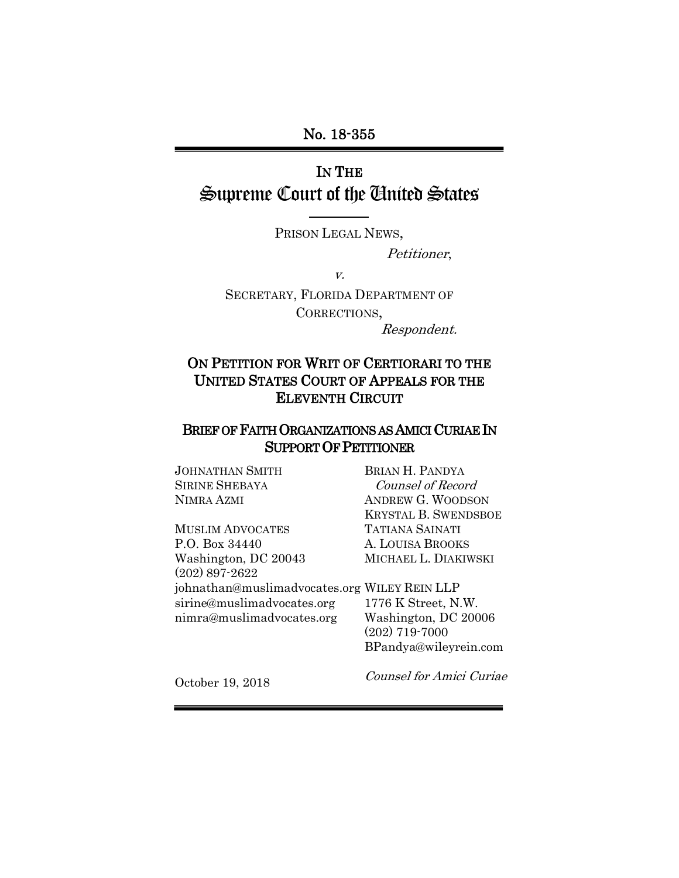No. 18-355

# IN THE Supreme Court of the United States

PRISON LEGAL NEWS,

*Petitioner*,

*v.*

SECRETARY, FLORIDA DEPARTMENT OF CORRECTIONS,

*Respondent.*

## ON PETITION FOR WRIT OF CERTIORARI TO THE UNITED STATES COURT OF APPEALS FOR THE ELEVENTH CIRCUIT

## BRIEF OF FAITH ORGANIZATIONS AS AMICI CURIAE IN SUPPORT OF PETITIONER

JOHNATHAN SMITH
SIRINE SHEBAYA
NIMRA AZMI

MUSLIM ADVOCATES
P.O. Box 34440
Washington, DC 20043
(202) 897-2622
johnathan@muslimadvocates.org
sirine@muslimadvocates.org
nimra@muslimadvocates.org

BRIAN H. PANDYA
*Counsel of Record*
ANDREW G. WOODSON
KRYSTAL B. SWENDSBOE
TATIANA SAINATI
A. LOUISA BROOKS
MICHAEL L. DIAKIWSKI

WILEY REIN LLP
1776 K Street, N.W.
Washington, DC 20006
(202) 719-7000
BPandya@wileyrein.com

*Counsel for Amici Curiae*

October 19, 2018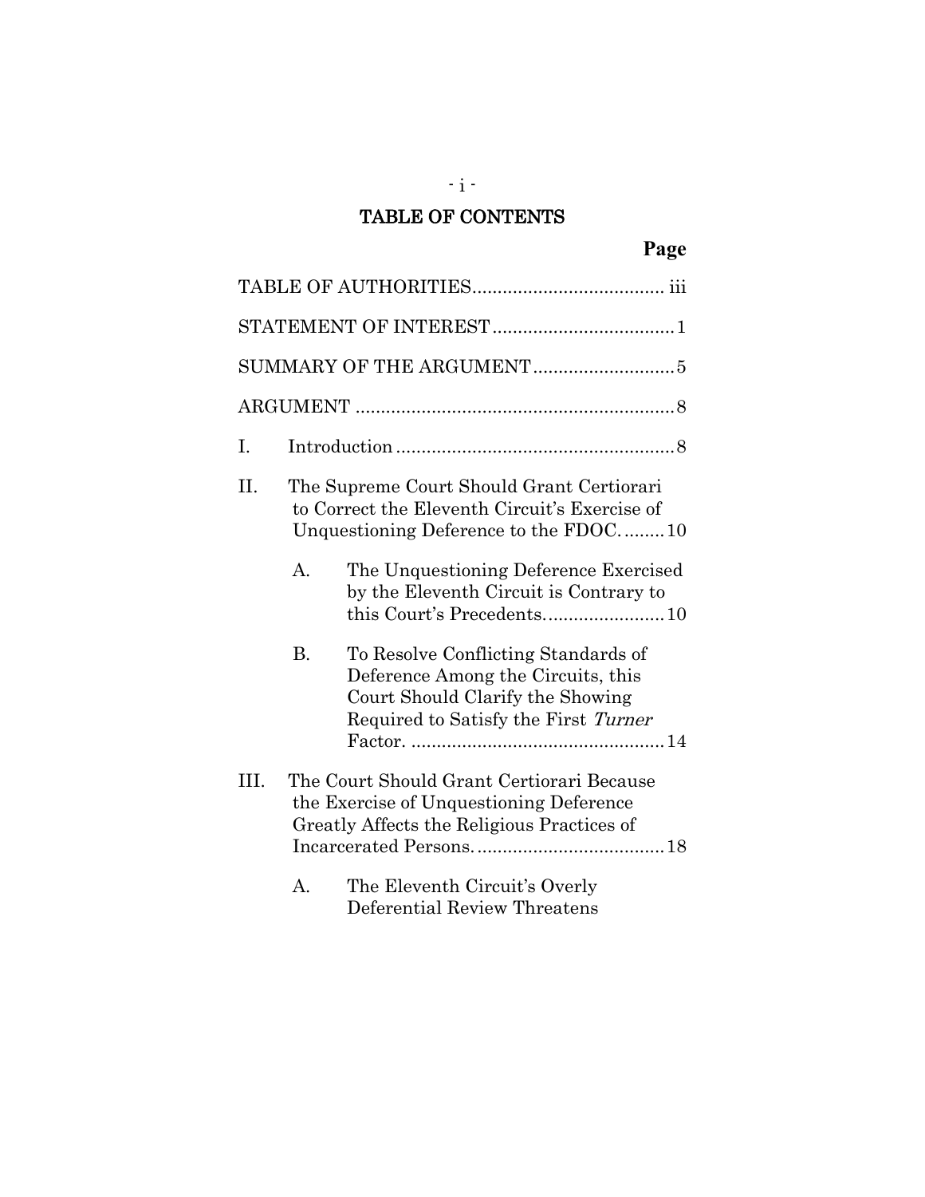# TABLE OF CONTENTS

| | | Page |
|---|---|---|
| TABLE OF AUTHORITIES | | iii |
| STATEMENT OF INTEREST | | 1 |
| SUMMARY OF THE ARGUMENT | | 5 |
| ARGUMENT | | 8 |
| I. | Introduction | 8 |
| II. | The Supreme Court Should Grant Certiorari to Correct the Eleventh Circuit's Exercise of Unquestioning Deference to the FDOC. | 10 |
| | A. The Unquestioning Deference Exercised by the Eleventh Circuit is Contrary to this Court's Precedents. | 10 |
| | B. To Resolve Conflicting Standards of Deference Among the Circuits, this Court Should Clarify the Showing Required to Satisfy the First *Turner* Factor. | 14 |
| III. | The Court Should Grant Certiorari Because the Exercise of Unquestioning Deference Greatly Affects the Religious Practices of Incarcerated Persons. | 18 |
| | A. The Eleventh Circuit's Overly Deferential Review Threatens | |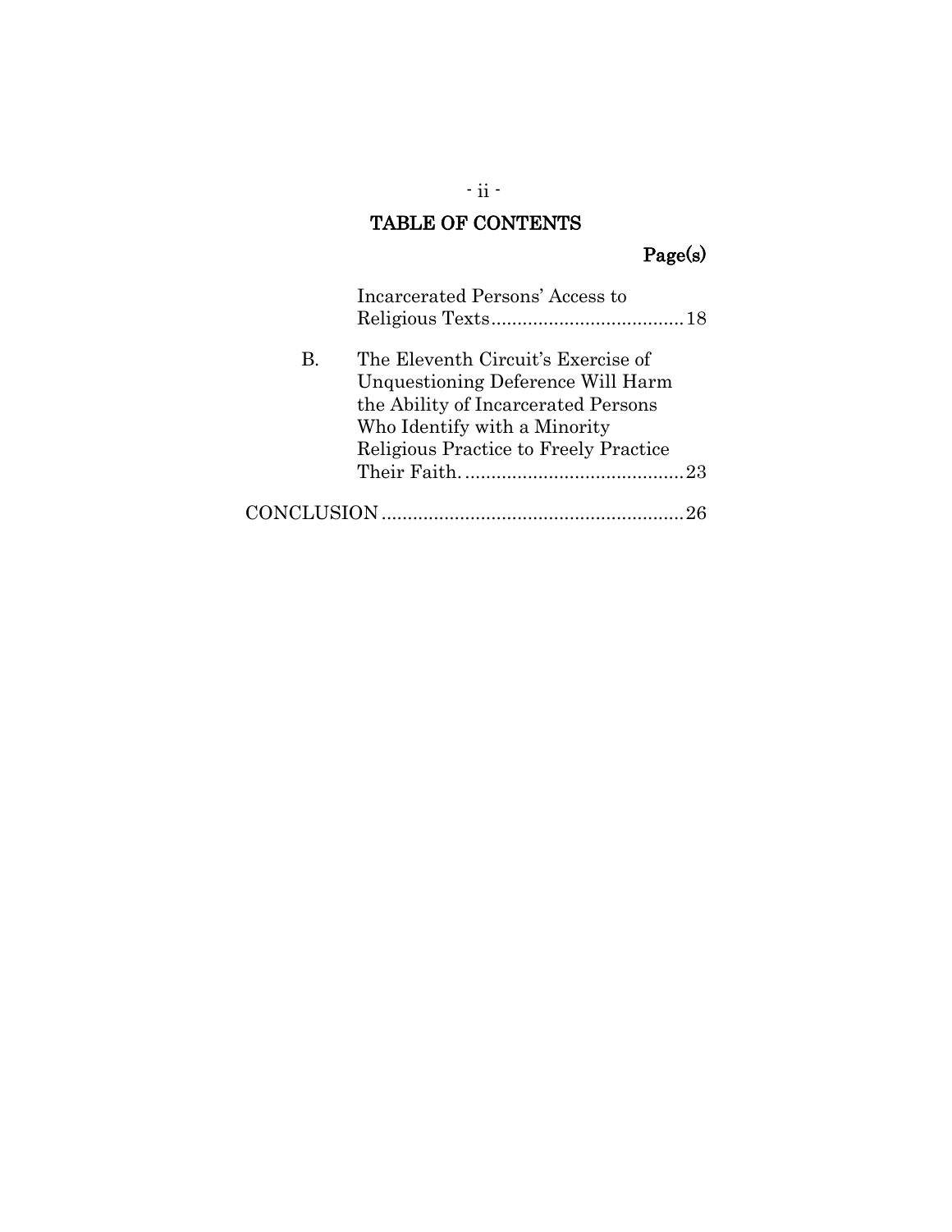## TABLE OF CONTENTS

Page(s)

Incarcerated Persons' Access to Religious Texts.....................................18

B. The Eleventh Circuit's Exercise of Unquestioning Deference Will Harm the Ability of Incarcerated Persons Who Identify with a Minority Religious Practice to Freely Practice Their Faith...........................................23

CONCLUSION...........................................................26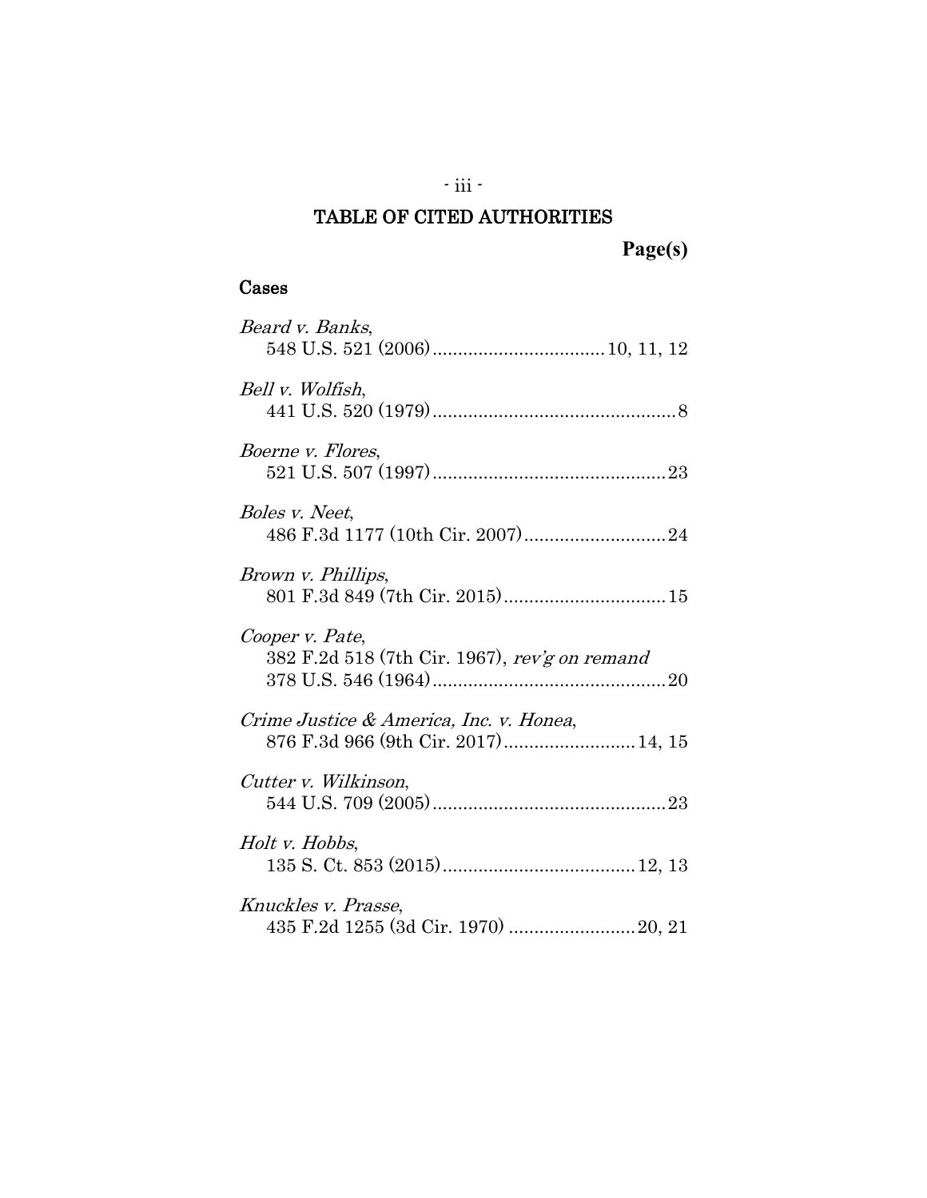## TABLE OF CITED AUTHORITIES

**Page(s)**

### Cases

*Beard v. Banks*,
548 U.S. 521 (2006) .................................. 10, 11, 12

*Bell v. Wolfish*,
441 U.S. 520 (1979) ................................................ 8

*Boerne v. Flores*,
521 U.S. 507 (1997) .............................................. 23

*Boles v. Neet*,
486 F.3d 1177 (10th Cir. 2007) ............................ 24

*Brown v. Phillips*,
801 F.3d 849 (7th Cir. 2015) ................................ 15

*Cooper v. Pate*,
382 F.2d 518 (7th Cir. 1967), *rev'g on remand*
378 U.S. 546 (1964) .............................................. 20

*Crime Justice & America, Inc. v. Honea*,
876 F.3d 966 (9th Cir. 2017) .......................... 14, 15

*Cutter v. Wilkinson*,
544 U.S. 709 (2005) .............................................. 23

*Holt v. Hobbs*,
135 S. Ct. 853 (2015) ...................................... 12, 13

*Knuckles v. Prasse*,
435 F.2d 1255 (3d Cir. 1970) ......................... 20, 21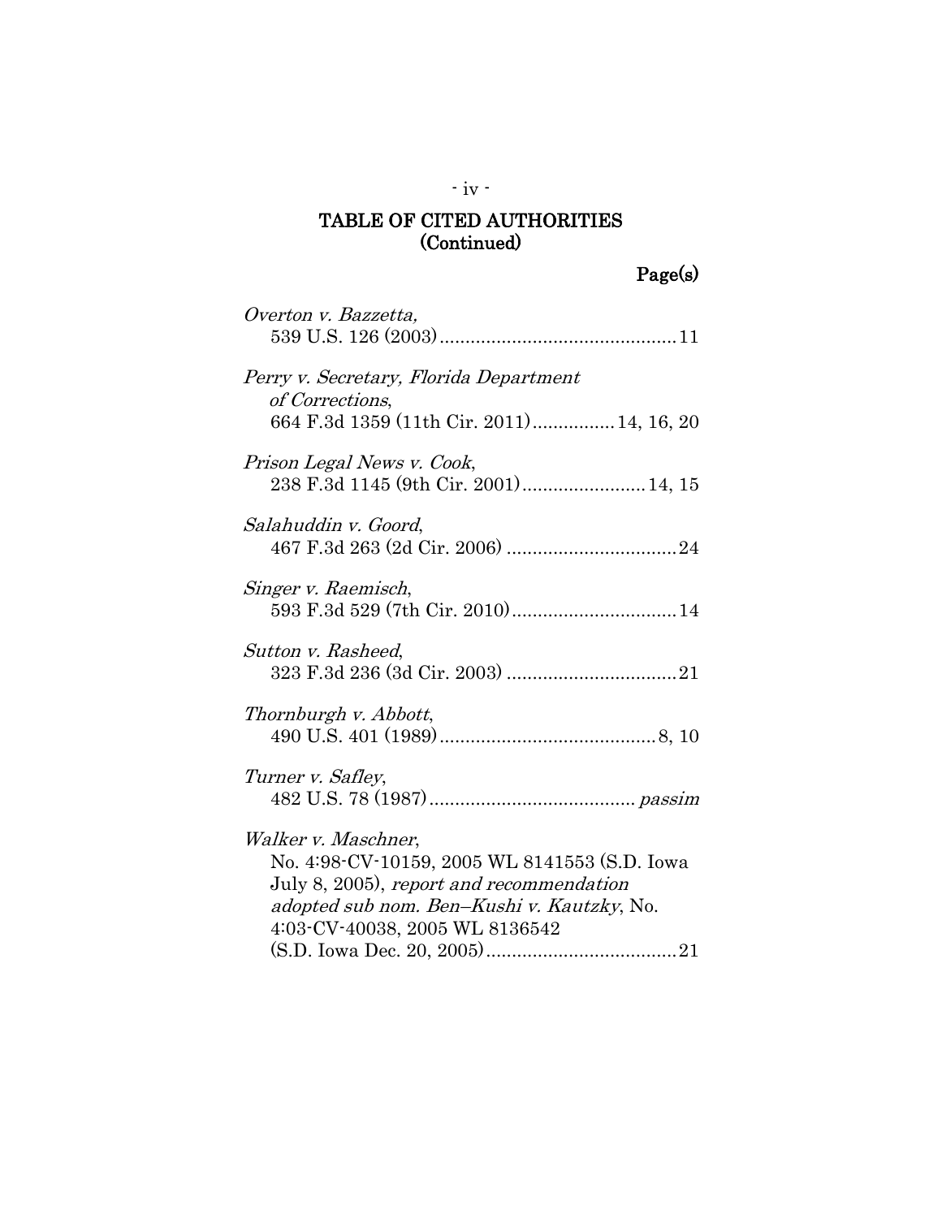## TABLE OF CITED AUTHORITIES (Continued)

Page(s)

*Overton v. Bazzetta*,
539 U.S. 126 (2003) .............................................. 11

*Perry v. Secretary, Florida Department of Corrections*,
664 F.3d 1359 (11th Cir. 2011) ................ 14, 16, 20

*Prison Legal News v. Cook*,
238 F.3d 1145 (9th Cir. 2001) ........................ 14, 15

*Salahuddin v. Goord*,
467 F.3d 263 (2d Cir. 2006) ................................. 24

*Singer v. Raemisch*,
593 F.3d 529 (7th Cir. 2010) ................................ 14

*Sutton v. Rasheed*,
323 F.3d 236 (3d Cir. 2003) ................................. 21

*Thornburgh v. Abbott*,
490 U.S. 401 (1989) .......................................... 8, 10

*Turner v. Safley*,
482 U.S. 78 (1987) ........................................ *passim*

*Walker v. Maschner*,
No. 4:98-CV-10159, 2005 WL 8141553 (S.D. Iowa July 8, 2005), *report and recommendation adopted sub nom. Ben–Kushi v. Kautzky*, No. 4:03-CV-40038, 2005 WL 8136542 (S.D. Iowa Dec. 20, 2005) ..................................... 21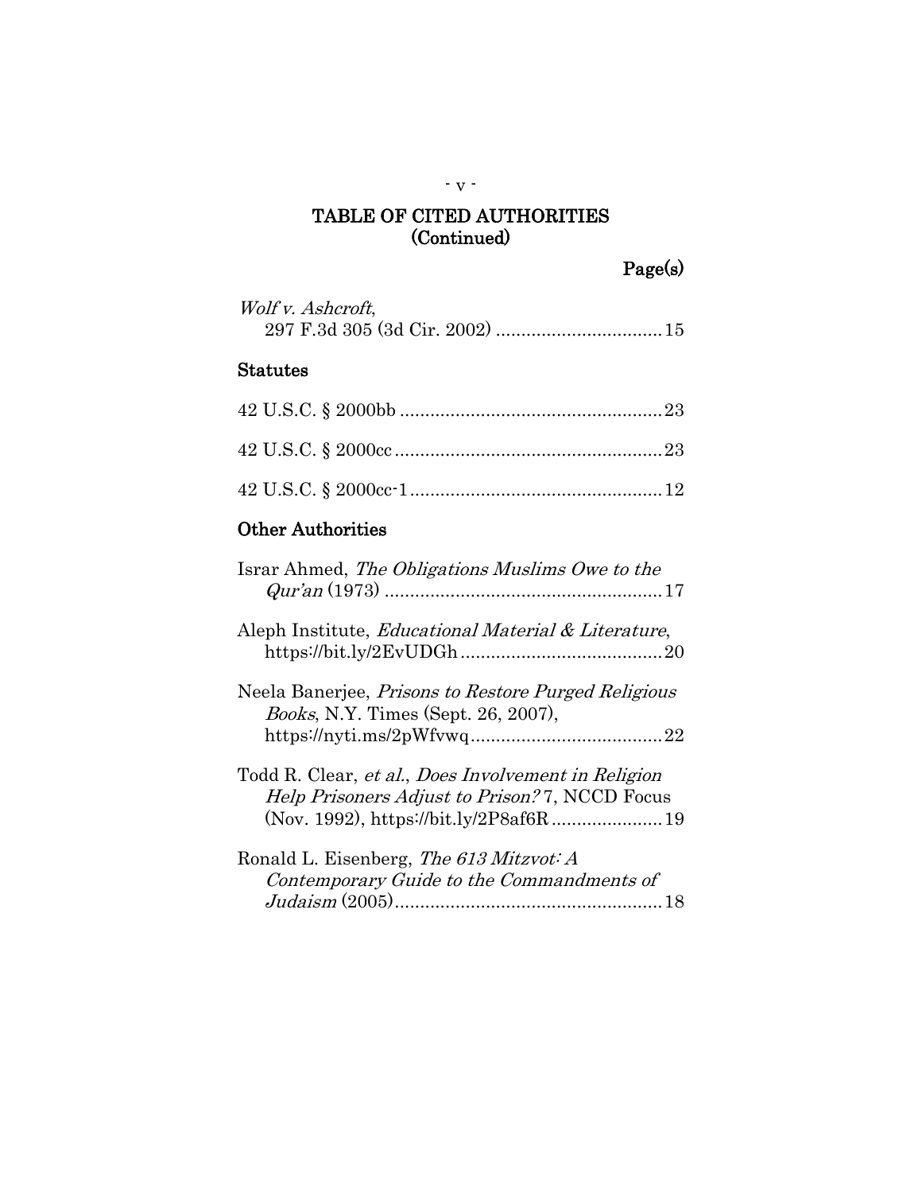## TABLE OF CITED AUTHORITIES (Continued)

Page(s)

*Wolf v. Ashcroft*,
297 F.3d 305 (3d Cir. 2002) ................................ 15

### Statutes

42 U.S.C. § 2000bb ................................................... 23

42 U.S.C. § 2000cc .................................................... 23

42 U.S.C. § 2000cc-1 ................................................. 12

### Other Authorities

Israr Ahmed, *The Obligations Muslims Owe to the Qur'an* (1973) ...................................................... 17

Aleph Institute, *Educational Material & Literature*, https://bit.ly/2EvUDGh ....................................... 20

Neela Banerjee, *Prisons to Restore Purged Religious Books*, N.Y. Times (Sept. 26, 2007), https://nyti.ms/2pWfvwq ..................................... 22

Todd R. Clear, *et al.*, *Does Involvement in Religion Help Prisoners Adjust to Prison?* 7, NCCD Focus (Nov. 1992), https://bit.ly/2P8af6R ...................... 19

Ronald L. Eisenberg, *The 613 Mitzvot: A Contemporary Guide to the Commandments of Judaism* (2005).................................................... 18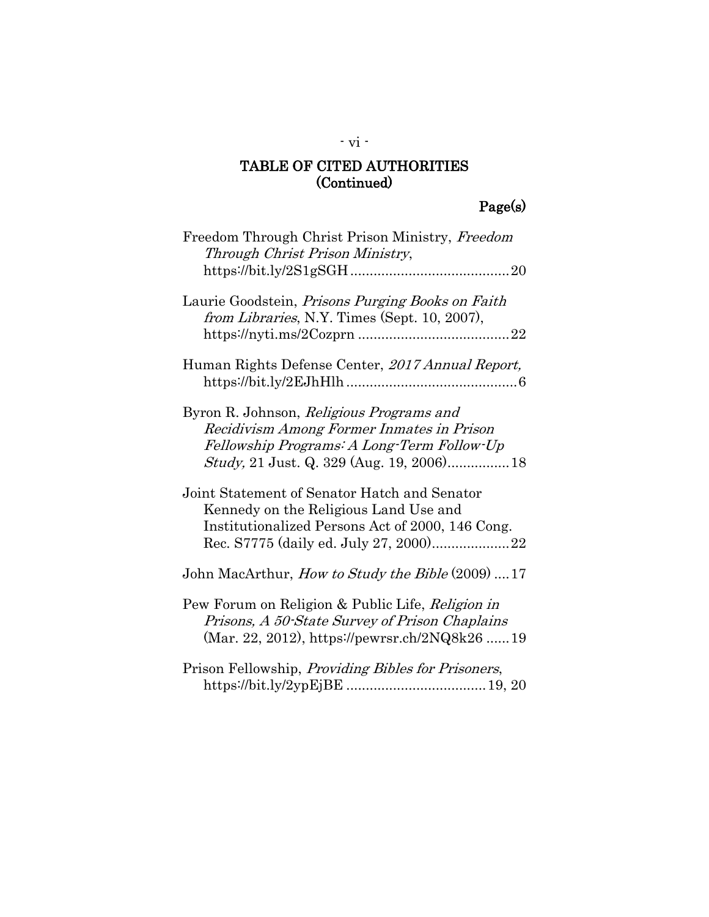## TABLE OF CITED AUTHORITIES (Continued)

Page(s)

Freedom Through Christ Prison Ministry, *Freedom Through Christ Prison Ministry*, https://bit.ly/2S1gSGH ........................................ 20

Laurie Goodstein, *Prisons Purging Books on Faith from Libraries*, N.Y. Times (Sept. 10, 2007), https://nyti.ms/2Cozprn ...................................... 22

Human Rights Defense Center, *2017 Annual Report,* https://bit.ly/2EJhHlh ........................................... 6

Byron R. Johnson, *Religious Programs and Recidivism Among Former Inmates in Prison Fellowship Programs: A Long-Term Follow-Up Study,* 21 Just. Q. 329 (Aug. 19, 2006)................ 18

Joint Statement of Senator Hatch and Senator Kennedy on the Religious Land Use and Institutionalized Persons Act of 2000, 146 Cong. Rec. S7775 (daily ed. July 27, 2000).................... 22

John MacArthur, *How to Study the Bible* (2009) .... 17

Pew Forum on Religion & Public Life, *Religion in Prisons, A 50-State Survey of Prison Chaplains* (Mar. 22, 2012), https://pewrsr.ch/2NQ8k26 ...... 19

Prison Fellowship, *Providing Bibles for Prisoners*, https://bit.ly/2ypEjBE ................................... 19, 20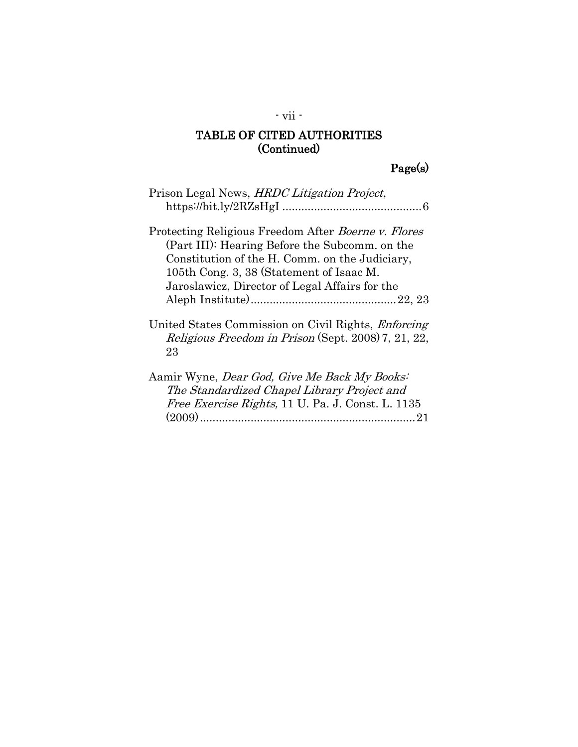## TABLE OF CITED AUTHORITIES (Continued)

Page(s)

Prison Legal News, *HRDC Litigation Project*, https://bit.ly/2RZsHgI ............................................6

Protecting Religious Freedom After *Boerne v. Flores* (Part III): Hearing Before the Subcomm. on the Constitution of the H. Comm. on the Judiciary, 105th Cong. 3, 38 (Statement of Isaac M. Jaroslawicz, Director of Legal Affairs for the Aleph Institute).............................................22, 23

United States Commission on Civil Rights, *Enforcing Religious Freedom in Prison* (Sept. 2008) 7, 21, 22, 23

Aamir Wyne, *Dear God, Give Me Back My Books: The Standardized Chapel Library Project and Free Exercise Rights,* 11 U. Pa. J. Const. L. 1135 (2009)...................................................................21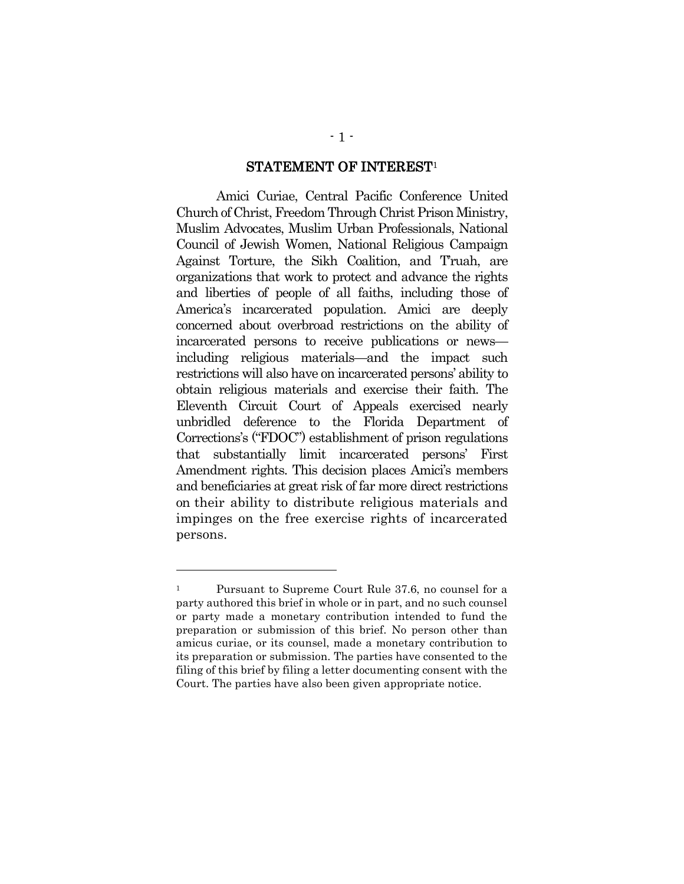## STATEMENT OF INTEREST[1]

Amici Curiae, Central Pacific Conference United Church of Christ, Freedom Through Christ Prison Ministry, Muslim Advocates, Muslim Urban Professionals, National Council of Jewish Women, National Religious Campaign Against Torture, the Sikh Coalition, and T'ruah, are organizations that work to protect and advance the rights and liberties of people of all faiths, including those of America's incarcerated population. Amici are deeply concerned about overbroad restrictions on the ability of incarcerated persons to receive publications or news—including religious materials—and the impact such restrictions will also have on incarcerated persons' ability to obtain religious materials and exercise their faith. The Eleventh Circuit Court of Appeals exercised nearly unbridled deference to the Florida Department of Corrections's ("FDOC") establishment of prison regulations that substantially limit incarcerated persons' First Amendment rights. This decision places Amici's members and beneficiaries at great risk of far more direct restrictions on their ability to distribute religious materials and impinges on the free exercise rights of incarcerated persons.

---

[1] Pursuant to Supreme Court Rule 37.6, no counsel for a party authored this brief in whole or in part, and no such counsel or party made a monetary contribution intended to fund the preparation or submission of this brief. No person other than amicus curiae, or its counsel, made a monetary contribution to its preparation or submission. The parties have consented to the filing of this brief by filing a letter documenting consent with the Court. The parties have also been given appropriate notice.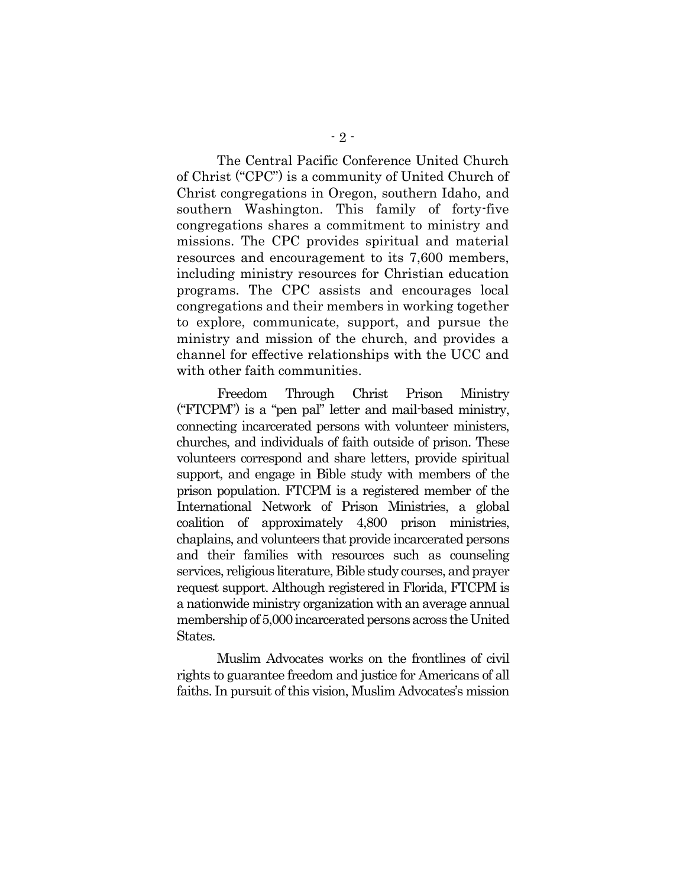The Central Pacific Conference United Church of Christ ("CPC") is a community of United Church of Christ congregations in Oregon, southern Idaho, and southern Washington. This family of forty-five congregations shares a commitment to ministry and missions. The CPC provides spiritual and material resources and encouragement to its 7,600 members, including ministry resources for Christian education programs. The CPC assists and encourages local congregations and their members in working together to explore, communicate, support, and pursue the ministry and mission of the church, and provides a channel for effective relationships with the UCC and with other faith communities.

Freedom Through Christ Prison Ministry ("FTCPM") is a "pen pal" letter and mail-based ministry, connecting incarcerated persons with volunteer ministers, churches, and individuals of faith outside of prison. These volunteers correspond and share letters, provide spiritual support, and engage in Bible study with members of the prison population. FTCPM is a registered member of the International Network of Prison Ministries, a global coalition of approximately 4,800 prison ministries, chaplains, and volunteers that provide incarcerated persons and their families with resources such as counseling services, religious literature, Bible study courses, and prayer request support. Although registered in Florida, FTCPM is a nationwide ministry organization with an average annual membership of 5,000 incarcerated persons across the United States.

Muslim Advocates works on the frontlines of civil rights to guarantee freedom and justice for Americans of all faiths. In pursuit of this vision, Muslim Advocates's mission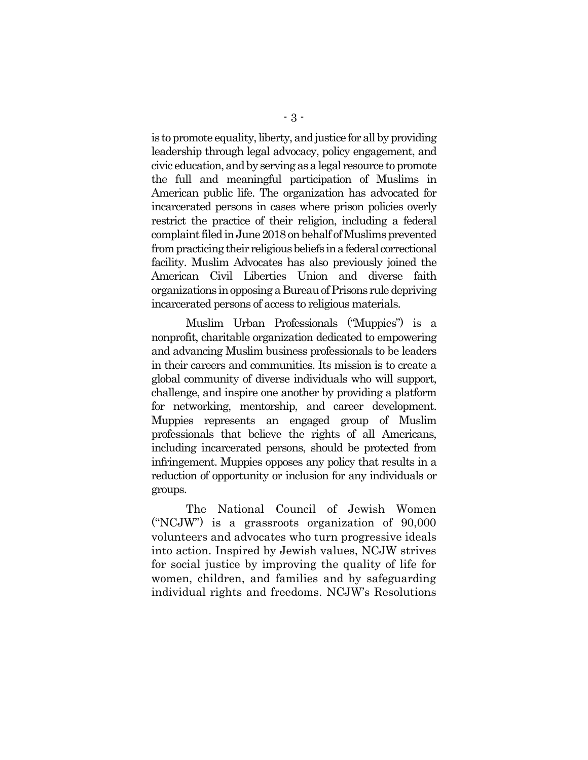is to promote equality, liberty, and justice for all by providing leadership through legal advocacy, policy engagement, and civic education, and by serving as a legal resource to promote the full and meaningful participation of Muslims in American public life. The organization has advocated for incarcerated persons in cases where prison policies overly restrict the practice of their religion, including a federal complaint filed in June 2018 on behalf of Muslims prevented from practicing their religious beliefs in a federal correctional facility. Muslim Advocates has also previously joined the American Civil Liberties Union and diverse faith organizations in opposing a Bureau of Prisons rule depriving incarcerated persons of access to religious materials.

Muslim Urban Professionals ("Muppies") is a nonprofit, charitable organization dedicated to empowering and advancing Muslim business professionals to be leaders in their careers and communities. Its mission is to create a global community of diverse individuals who will support, challenge, and inspire one another by providing a platform for networking, mentorship, and career development. Muppies represents an engaged group of Muslim professionals that believe the rights of all Americans, including incarcerated persons, should be protected from infringement. Muppies opposes any policy that results in a reduction of opportunity or inclusion for any individuals or groups.

The National Council of Jewish Women ("NCJW") is a grassroots organization of 90,000 volunteers and advocates who turn progressive ideals into action. Inspired by Jewish values, NCJW strives for social justice by improving the quality of life for women, children, and families and by safeguarding individual rights and freedoms. NCJW's Resolutions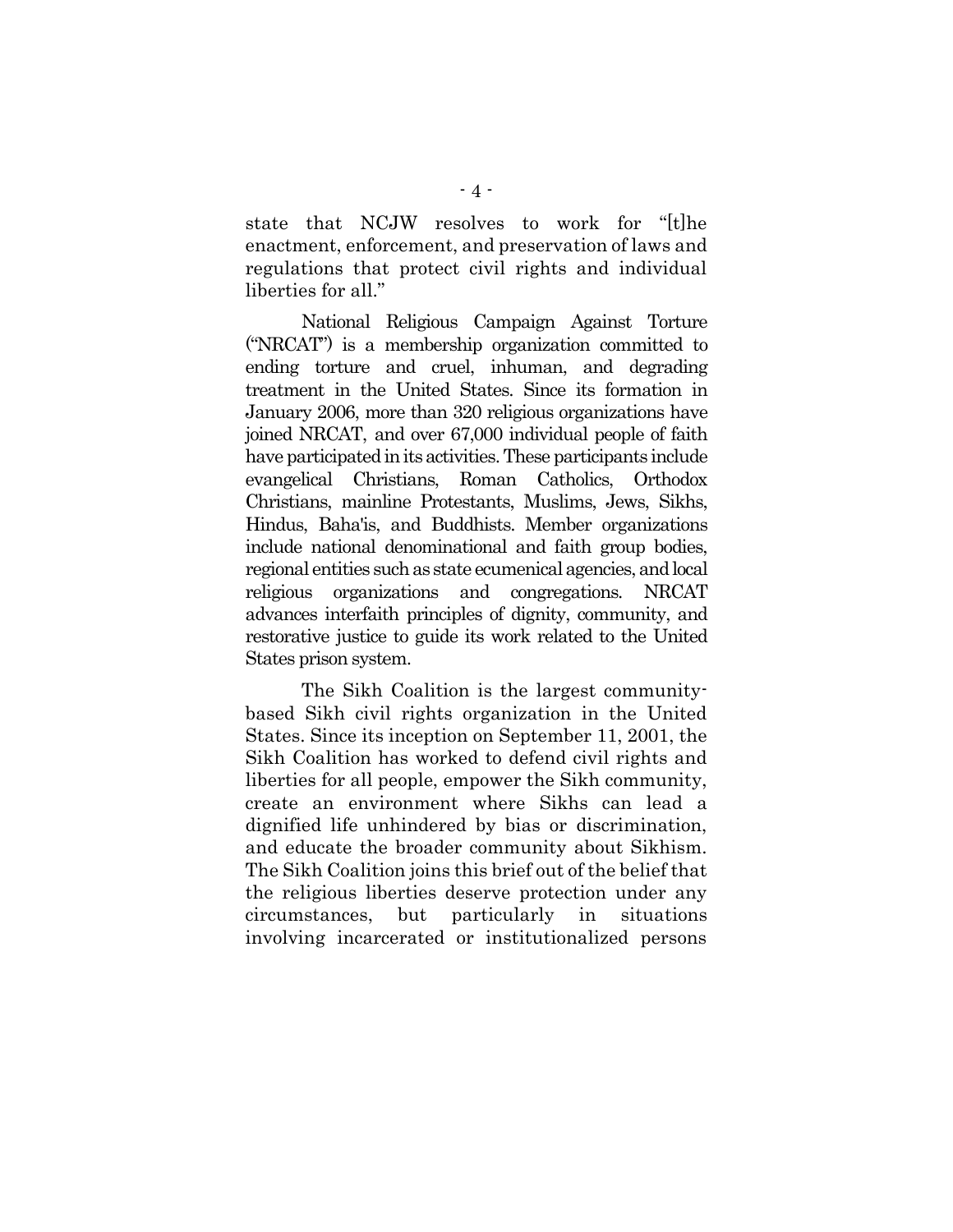state that NCJW resolves to work for "[t]he enactment, enforcement, and preservation of laws and regulations that protect civil rights and individual liberties for all."

National Religious Campaign Against Torture ("NRCAT") is a membership organization committed to ending torture and cruel, inhuman, and degrading treatment in the United States. Since its formation in January 2006, more than 320 religious organizations have joined NRCAT, and over 67,000 individual people of faith have participated in its activities. These participants include evangelical Christians, Roman Catholics, Orthodox Christians, mainline Protestants, Muslims, Jews, Sikhs, Hindus, Baha'is, and Buddhists. Member organizations include national denominational and faith group bodies, regional entities such as state ecumenical agencies, and local religious organizations and congregations. NRCAT advances interfaith principles of dignity, community, and restorative justice to guide its work related to the United States prison system.

The Sikh Coalition is the largest community-based Sikh civil rights organization in the United States. Since its inception on September 11, 2001, the Sikh Coalition has worked to defend civil rights and liberties for all people, empower the Sikh community, create an environment where Sikhs can lead a dignified life unhindered by bias or discrimination, and educate the broader community about Sikhism. The Sikh Coalition joins this brief out of the belief that the religious liberties deserve protection under any circumstances, but particularly in situations involving incarcerated or institutionalized persons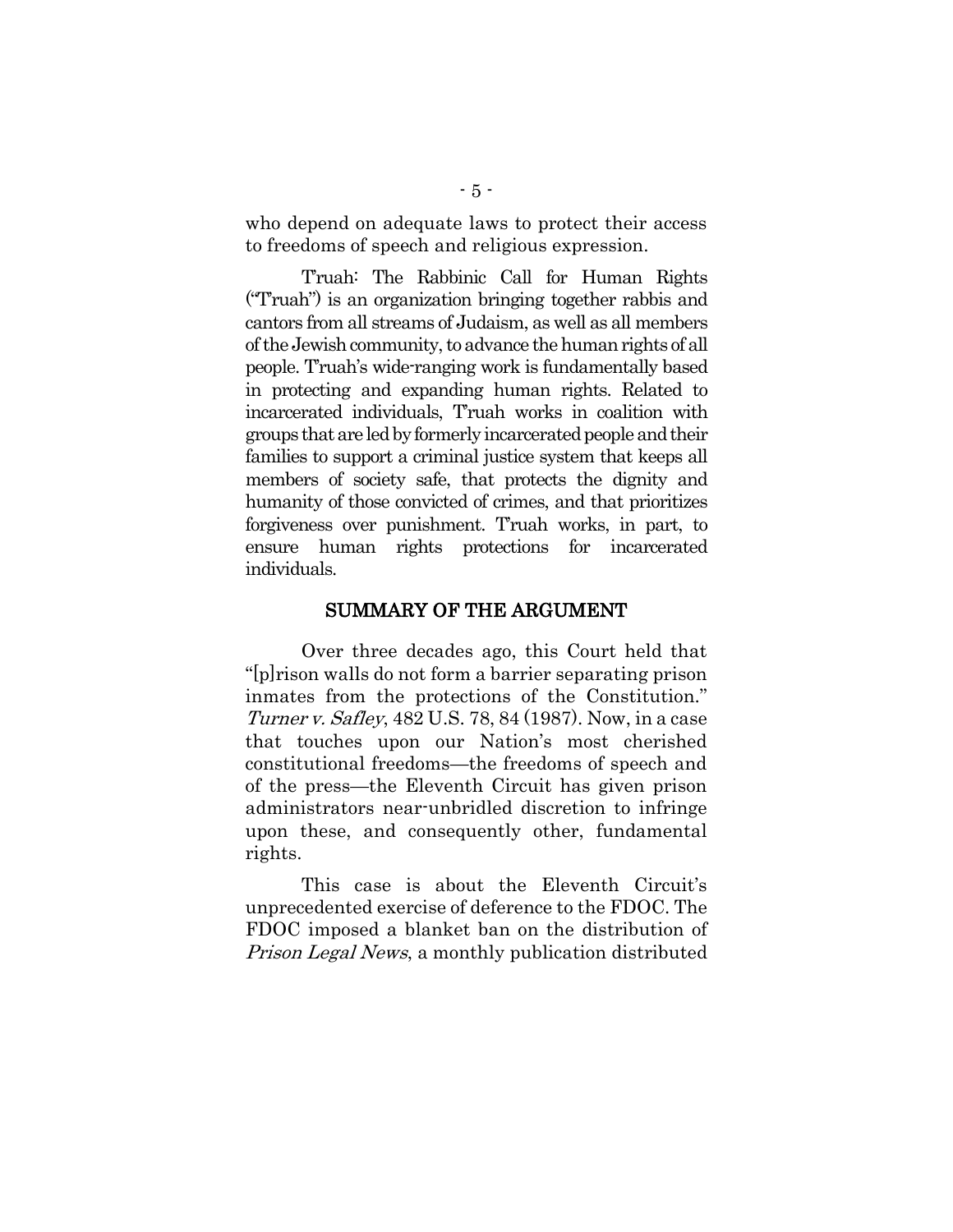who depend on adequate laws to protect their access to freedoms of speech and religious expression.

T'ruah: The Rabbinic Call for Human Rights ("T'ruah") is an organization bringing together rabbis and cantors from all streams of Judaism, as well as all members of the Jewish community, to advance the human rights of all people. T'ruah's wide-ranging work is fundamentally based in protecting and expanding human rights. Related to incarcerated individuals, T'ruah works in coalition with groups that are led by formerly incarcerated people and their families to support a criminal justice system that keeps all members of society safe, that protects the dignity and humanity of those convicted of crimes, and that prioritizes forgiveness over punishment. T'ruah works, in part, to ensure human rights protections for incarcerated individuals.

## SUMMARY OF THE ARGUMENT

Over three decades ago, this Court held that "[p]rison walls do not form a barrier separating prison inmates from the protections of the Constitution." *Turner v. Safley*, 482 U.S. 78, 84 (1987). Now, in a case that touches upon our Nation's most cherished constitutional freedoms—the freedoms of speech and of the press—the Eleventh Circuit has given prison administrators near-unbridled discretion to infringe upon these, and consequently other, fundamental rights.

This case is about the Eleventh Circuit's unprecedented exercise of deference to the FDOC. The FDOC imposed a blanket ban on the distribution of *Prison Legal News*, a monthly publication distributed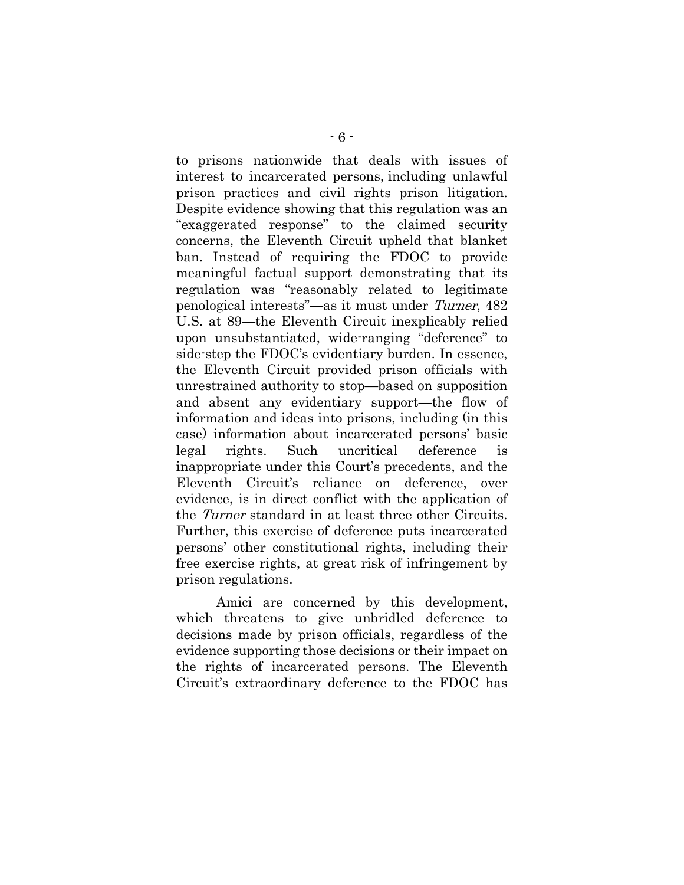to prisons nationwide that deals with issues of interest to incarcerated persons, including unlawful prison practices and civil rights prison litigation. Despite evidence showing that this regulation was an "exaggerated response" to the claimed security concerns, the Eleventh Circuit upheld that blanket ban. Instead of requiring the FDOC to provide meaningful factual support demonstrating that its regulation was "reasonably related to legitimate penological interests"—as it must under *Turner*, 482 U.S. at 89—the Eleventh Circuit inexplicably relied upon unsubstantiated, wide-ranging "deference" to side-step the FDOC's evidentiary burden. In essence, the Eleventh Circuit provided prison officials with unrestrained authority to stop—based on supposition and absent any evidentiary support—the flow of information and ideas into prisons, including (in this case) information about incarcerated persons' basic legal rights. Such uncritical deference is inappropriate under this Court's precedents, and the Eleventh Circuit's reliance on deference, over evidence, is in direct conflict with the application of the *Turner* standard in at least three other Circuits. Further, this exercise of deference puts incarcerated persons' other constitutional rights, including their free exercise rights, at great risk of infringement by prison regulations.

Amici are concerned by this development, which threatens to give unbridled deference to decisions made by prison officials, regardless of the evidence supporting those decisions or their impact on the rights of incarcerated persons. The Eleventh Circuit's extraordinary deference to the FDOC has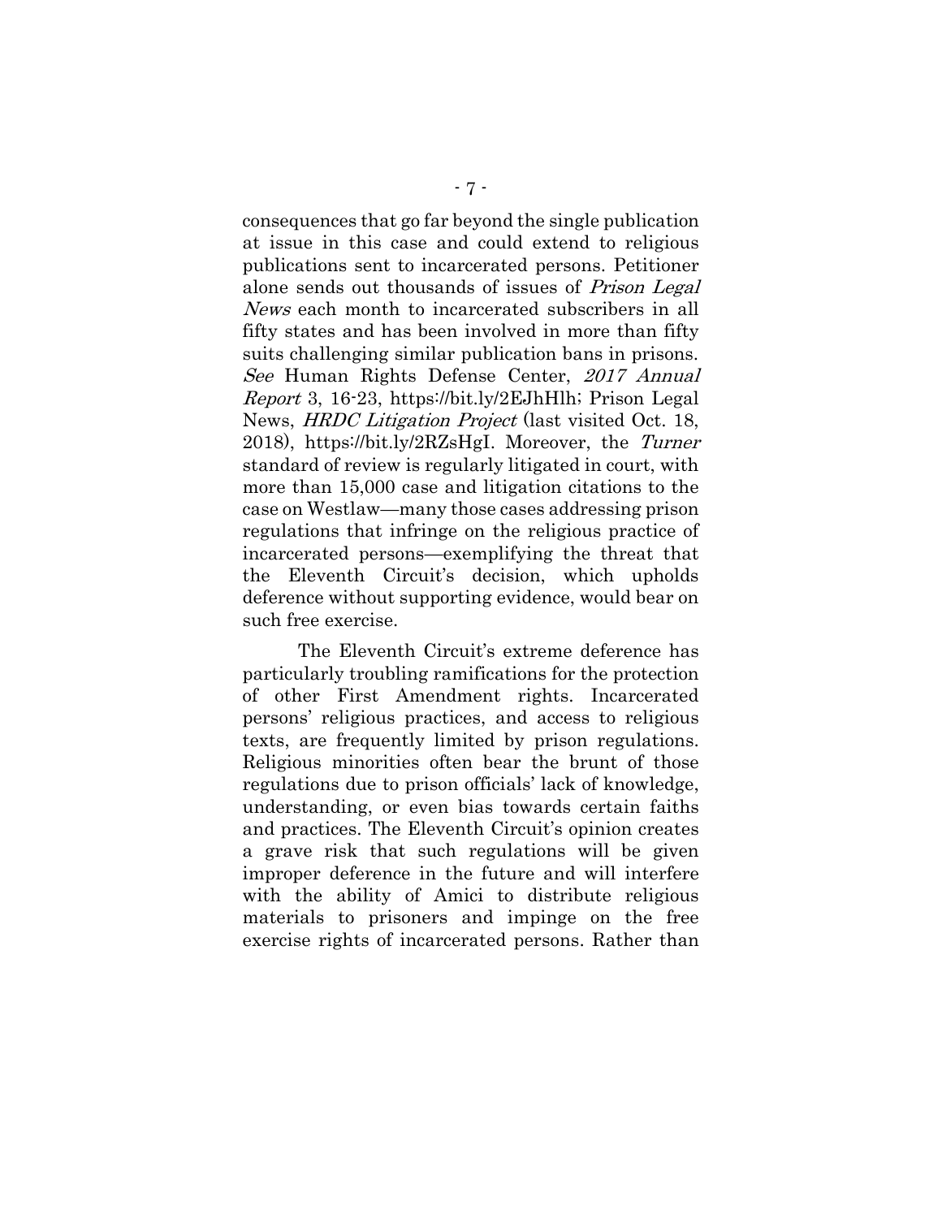consequences that go far beyond the single publication at issue in this case and could extend to religious publications sent to incarcerated persons. Petitioner alone sends out thousands of issues of *Prison Legal News* each month to incarcerated subscribers in all fifty states and has been involved in more than fifty suits challenging similar publication bans in prisons. *See* Human Rights Defense Center, *2017 Annual Report* 3, 16-23, https://bit.ly/2EJhHlh; Prison Legal News, *HRDC Litigation Project* (last visited Oct. 18, 2018), https://bit.ly/2RZsHgI. Moreover, the *Turner* standard of review is regularly litigated in court, with more than 15,000 case and litigation citations to the case on Westlaw—many those cases addressing prison regulations that infringe on the religious practice of incarcerated persons—exemplifying the threat that the Eleventh Circuit's decision, which upholds deference without supporting evidence, would bear on such free exercise.

The Eleventh Circuit's extreme deference has particularly troubling ramifications for the protection of other First Amendment rights. Incarcerated persons' religious practices, and access to religious texts, are frequently limited by prison regulations. Religious minorities often bear the brunt of those regulations due to prison officials' lack of knowledge, understanding, or even bias towards certain faiths and practices. The Eleventh Circuit's opinion creates a grave risk that such regulations will be given improper deference in the future and will interfere with the ability of Amici to distribute religious materials to prisoners and impinge on the free exercise rights of incarcerated persons. Rather than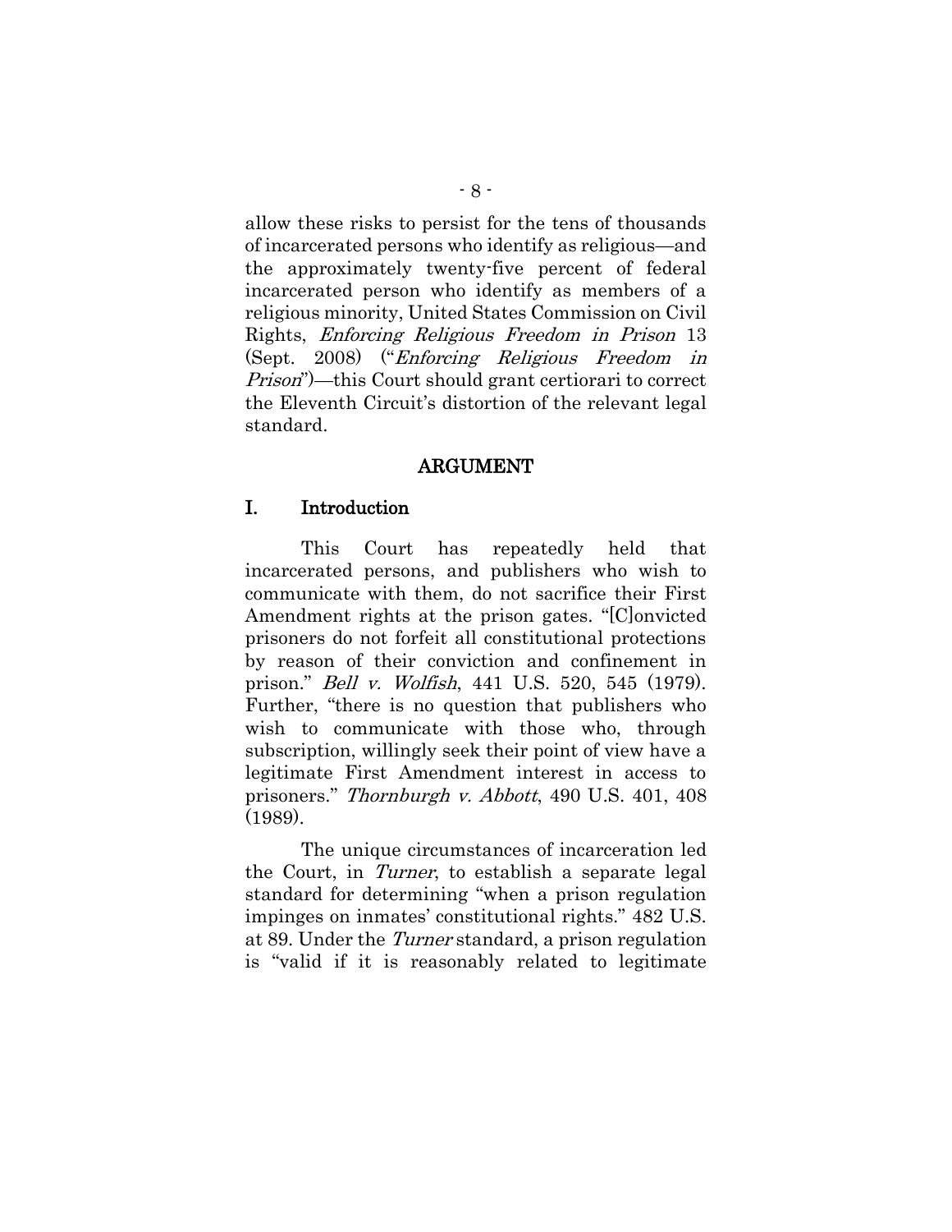allow these risks to persist for the tens of thousands of incarcerated persons who identify as religious—and the approximately twenty-five percent of federal incarcerated person who identify as members of a religious minority, United States Commission on Civil Rights, *Enforcing Religious Freedom in Prison* 13 (Sept. 2008) ("*Enforcing Religious Freedom in Prison*")—this Court should grant certiorari to correct the Eleventh Circuit's distortion of the relevant legal standard.

## ARGUMENT

### I. Introduction

This Court has repeatedly held that incarcerated persons, and publishers who wish to communicate with them, do not sacrifice their First Amendment rights at the prison gates. "[C]onvicted prisoners do not forfeit all constitutional protections by reason of their conviction and confinement in prison." *Bell v. Wolfish*, 441 U.S. 520, 545 (1979). Further, "there is no question that publishers who wish to communicate with those who, through subscription, willingly seek their point of view have a legitimate First Amendment interest in access to prisoners." *Thornburgh v. Abbott*, 490 U.S. 401, 408 (1989).

The unique circumstances of incarceration led the Court, in *Turner*, to establish a separate legal standard for determining "when a prison regulation impinges on inmates' constitutional rights." 482 U.S. at 89. Under the *Turner* standard, a prison regulation is "valid if it is reasonably related to legitimate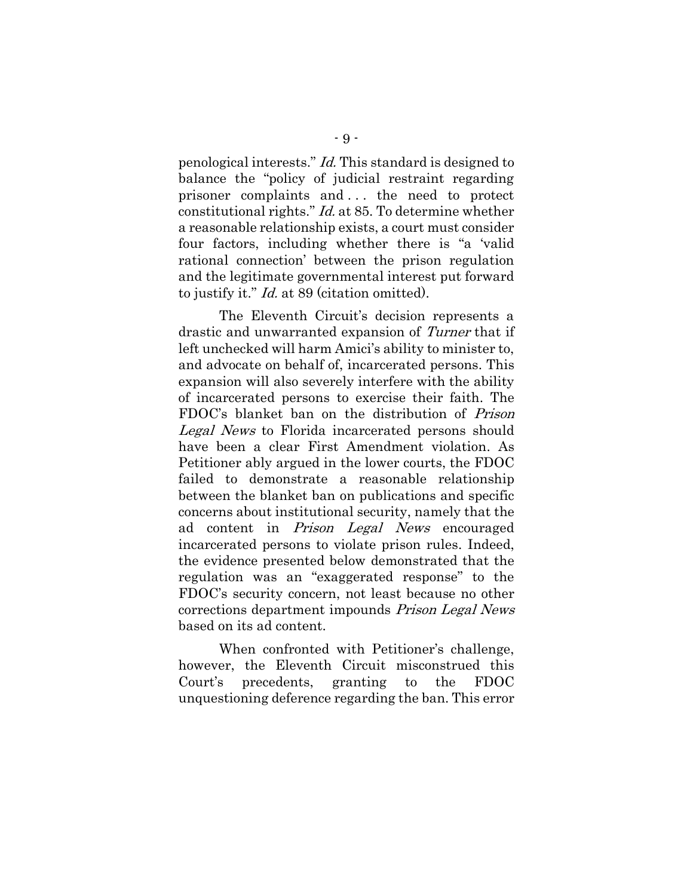penological interests." *Id.* This standard is designed to balance the "policy of judicial restraint regarding prisoner complaints and . . . the need to protect constitutional rights." *Id.* at 85. To determine whether a reasonable relationship exists, a court must consider four factors, including whether there is "a 'valid rational connection' between the prison regulation and the legitimate governmental interest put forward to justify it." *Id.* at 89 (citation omitted).

The Eleventh Circuit's decision represents a drastic and unwarranted expansion of *Turner* that if left unchecked will harm Amici's ability to minister to, and advocate on behalf of, incarcerated persons. This expansion will also severely interfere with the ability of incarcerated persons to exercise their faith. The FDOC's blanket ban on the distribution of *Prison Legal News* to Florida incarcerated persons should have been a clear First Amendment violation. As Petitioner ably argued in the lower courts, the FDOC failed to demonstrate a reasonable relationship between the blanket ban on publications and specific concerns about institutional security, namely that the ad content in *Prison Legal News* encouraged incarcerated persons to violate prison rules. Indeed, the evidence presented below demonstrated that the regulation was an "exaggerated response" to the FDOC's security concern, not least because no other corrections department impounds *Prison Legal News* based on its ad content.

When confronted with Petitioner's challenge, however, the Eleventh Circuit misconstrued this Court's precedents, granting to the FDOC unquestioning deference regarding the ban. This error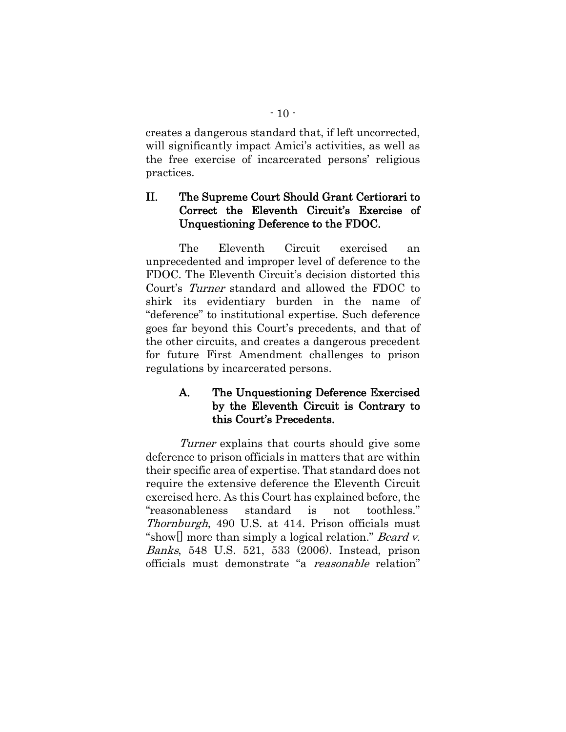creates a dangerous standard that, if left uncorrected, will significantly impact Amici's activities, as well as the free exercise of incarcerated persons' religious practices.

## II. The Supreme Court Should Grant Certiorari to Correct the Eleventh Circuit's Exercise of Unquestioning Deference to the FDOC.

The Eleventh Circuit exercised an unprecedented and improper level of deference to the FDOC. The Eleventh Circuit's decision distorted this Court's *Turner* standard and allowed the FDOC to shirk its evidentiary burden in the name of "deference" to institutional expertise. Such deference goes far beyond this Court's precedents, and that of the other circuits, and creates a dangerous precedent for future First Amendment challenges to prison regulations by incarcerated persons.

### A. The Unquestioning Deference Exercised by the Eleventh Circuit is Contrary to this Court's Precedents.

*Turner* explains that courts should give some deference to prison officials in matters that are within their specific area of expertise. That standard does not require the extensive deference the Eleventh Circuit exercised here. As this Court has explained before, the "reasonableness standard is not toothless." *Thornburgh*, 490 U.S. at 414. Prison officials must "show[] more than simply a logical relation." *Beard v. Banks*, 548 U.S. 521, 533 (2006). Instead, prison officials must demonstrate "a *reasonable* relation"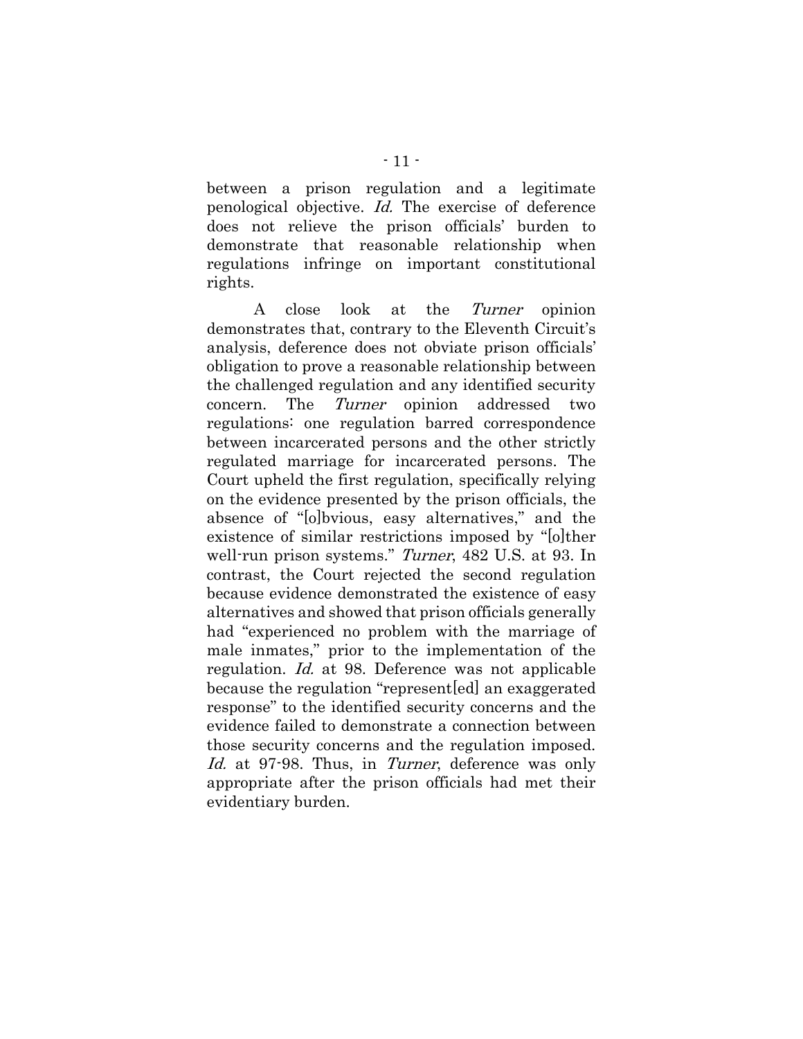between a prison regulation and a legitimate penological objective. *Id.* The exercise of deference does not relieve the prison officials' burden to demonstrate that reasonable relationship when regulations infringe on important constitutional rights.

A close look at the *Turner* opinion demonstrates that, contrary to the Eleventh Circuit's analysis, deference does not obviate prison officials' obligation to prove a reasonable relationship between the challenged regulation and any identified security concern. The *Turner* opinion addressed two regulations: one regulation barred correspondence between incarcerated persons and the other strictly regulated marriage for incarcerated persons. The Court upheld the first regulation, specifically relying on the evidence presented by the prison officials, the absence of "[o]bvious, easy alternatives," and the existence of similar restrictions imposed by "[o]ther well-run prison systems." *Turner*, 482 U.S. at 93. In contrast, the Court rejected the second regulation because evidence demonstrated the existence of easy alternatives and showed that prison officials generally had "experienced no problem with the marriage of male inmates," prior to the implementation of the regulation. *Id.* at 98. Deference was not applicable because the regulation "represent[ed] an exaggerated response" to the identified security concerns and the evidence failed to demonstrate a connection between those security concerns and the regulation imposed. *Id.* at 97-98. Thus, in *Turner*, deference was only appropriate after the prison officials had met their evidentiary burden.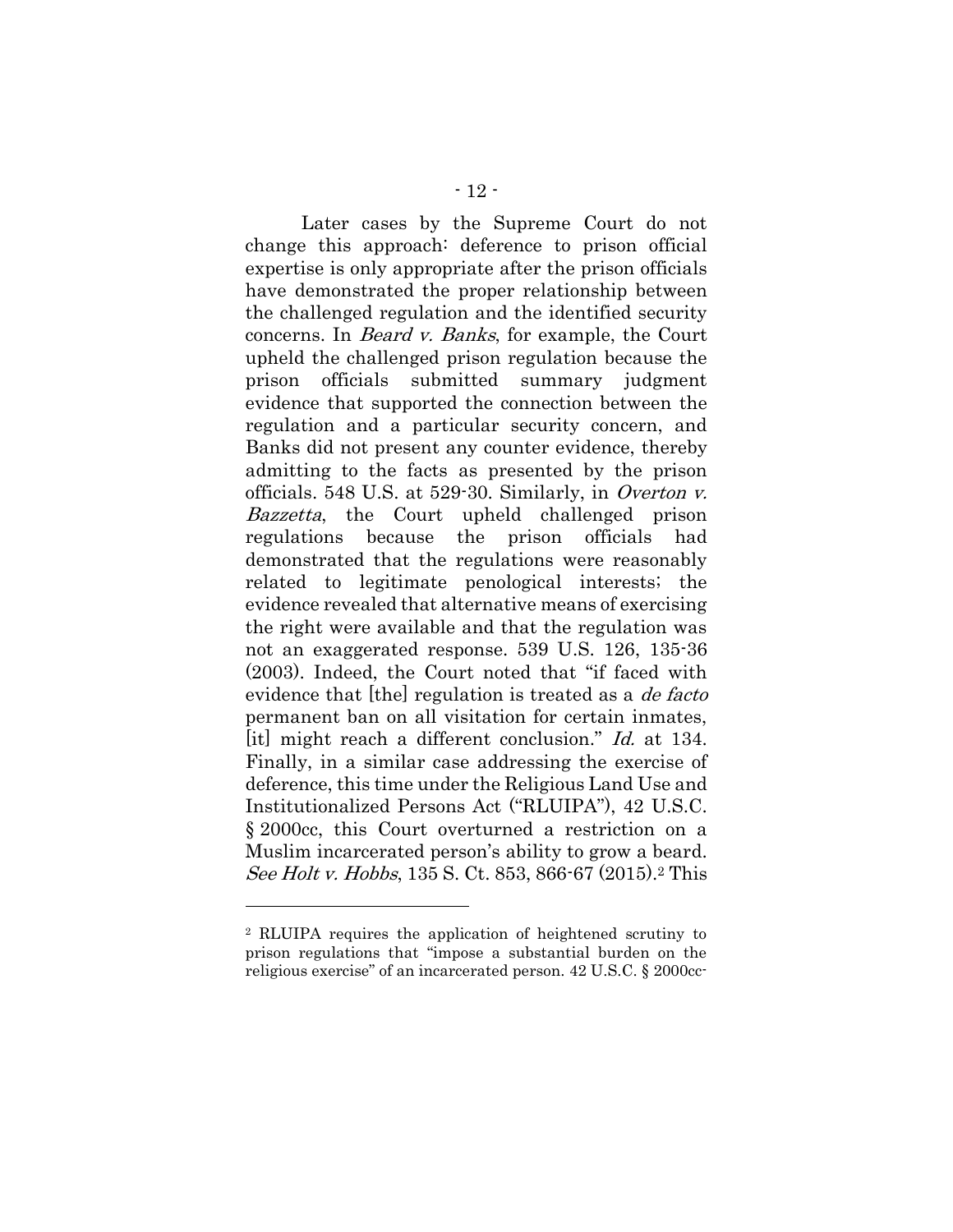Later cases by the Supreme Court do not change this approach: deference to prison official expertise is only appropriate after the prison officials have demonstrated the proper relationship between the challenged regulation and the identified security concerns. In *Beard v. Banks*, for example, the Court upheld the challenged prison regulation because the prison officials submitted summary judgment evidence that supported the connection between the regulation and a particular security concern, and Banks did not present any counter evidence, thereby admitting to the facts as presented by the prison officials. 548 U.S. at 529-30. Similarly, in *Overton v. Bazzetta*, the Court upheld challenged prison regulations because the prison officials had demonstrated that the regulations were reasonably related to legitimate penological interests; the evidence revealed that alternative means of exercising the right were available and that the regulation was not an exaggerated response. 539 U.S. 126, 135-36 (2003). Indeed, the Court noted that "if faced with evidence that [the] regulation is treated as a *de facto* permanent ban on all visitation for certain inmates, [it] might reach a different conclusion." *Id.* at 134. Finally, in a similar case addressing the exercise of deference, this time under the Religious Land Use and Institutionalized Persons Act ("RLUIPA"), 42 U.S.C. § 2000cc, this Court overturned a restriction on a Muslim incarcerated person's ability to grow a beard. *See Holt v. Hobbs*, 135 S. Ct. 853, 866-67 (2015).[2] This

---

[2] RLUIPA requires the application of heightened scrutiny to prison regulations that "impose a substantial burden on the religious exercise" of an incarcerated person. 42 U.S.C. § 2000cc-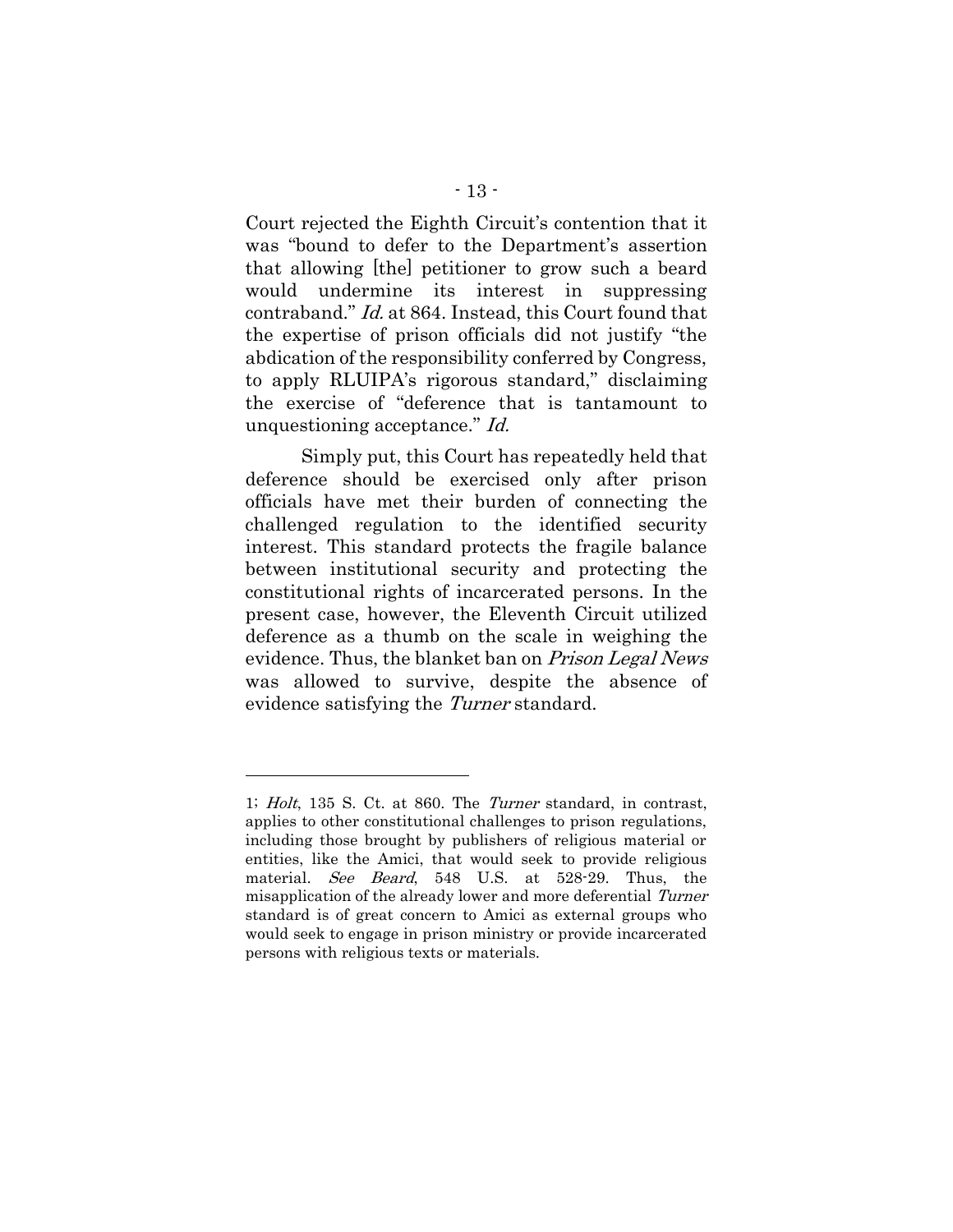Court rejected the Eighth Circuit's contention that it was "bound to defer to the Department's assertion that allowing [the] petitioner to grow such a beard would undermine its interest in suppressing contraband." *Id.* at 864. Instead, this Court found that the expertise of prison officials did not justify "the abdication of the responsibility conferred by Congress, to apply RLUIPA's rigorous standard," disclaiming the exercise of "deference that is tantamount to unquestioning acceptance." *Id.*

Simply put, this Court has repeatedly held that deference should be exercised only after prison officials have met their burden of connecting the challenged regulation to the identified security interest. This standard protects the fragile balance between institutional security and protecting the constitutional rights of incarcerated persons. In the present case, however, the Eleventh Circuit utilized deference as a thumb on the scale in weighing the evidence. Thus, the blanket ban on *Prison Legal News* was allowed to survive, despite the absence of evidence satisfying the *Turner* standard.

---

1; *Holt*, 135 S. Ct. at 860. The *Turner* standard, in contrast, applies to other constitutional challenges to prison regulations, including those brought by publishers of religious material or entities, like the Amici, that would seek to provide religious material. *See Beard*, 548 U.S. at 528-29. Thus, the misapplication of the already lower and more deferential *Turner* standard is of great concern to Amici as external groups who would seek to engage in prison ministry or provide incarcerated persons with religious texts or materials.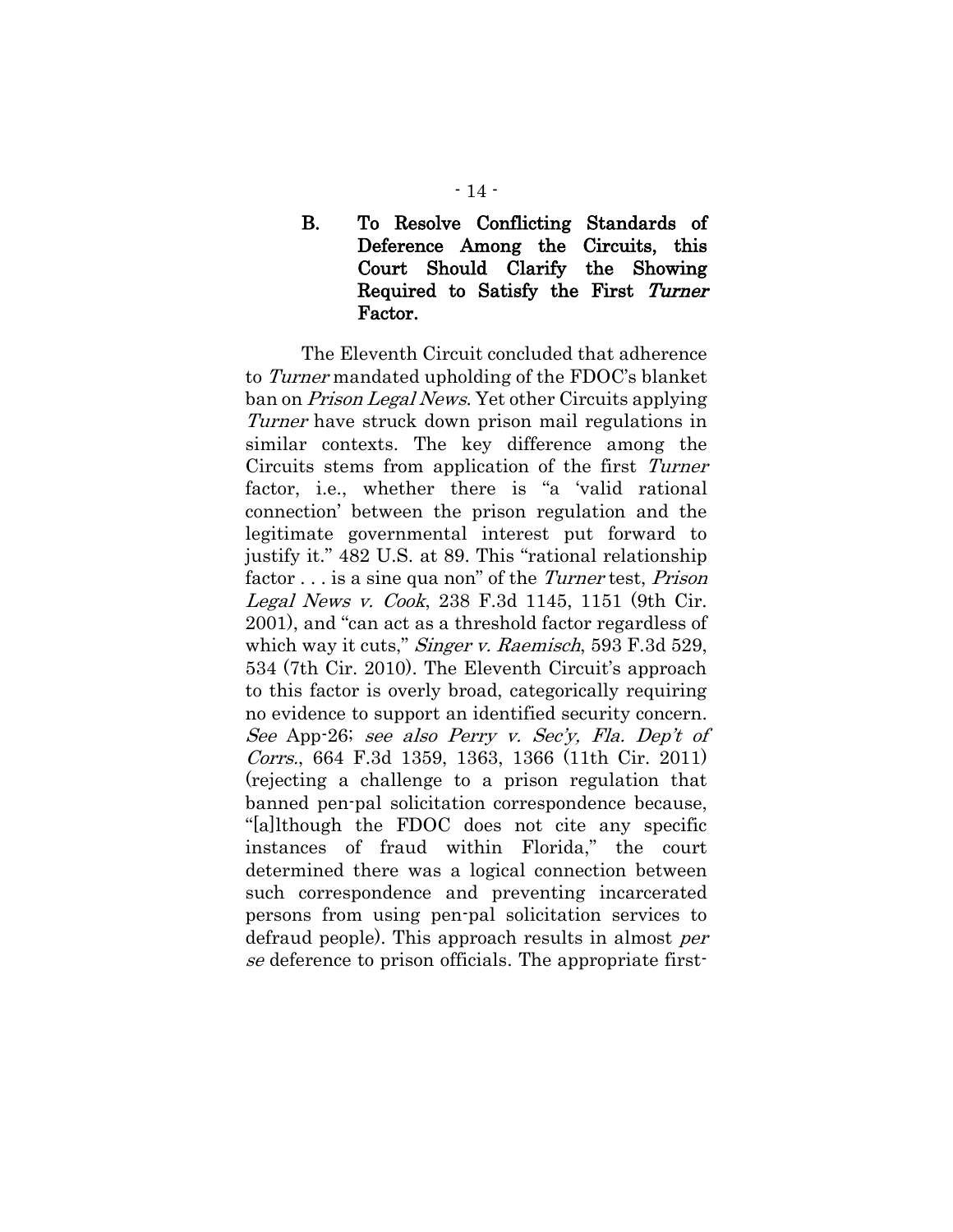### B. To Resolve Conflicting Standards of Deference Among the Circuits, this Court Should Clarify the Showing Required to Satisfy the First *Turner* Factor.

The Eleventh Circuit concluded that adherence to *Turner* mandated upholding of the FDOC's blanket ban on *Prison Legal News*. Yet other Circuits applying *Turner* have struck down prison mail regulations in similar contexts. The key difference among the Circuits stems from application of the first *Turner* factor, i.e., whether there is "a 'valid rational connection' between the prison regulation and the legitimate governmental interest put forward to justify it." 482 U.S. at 89. This "rational relationship factor . . . is a sine qua non" of the *Turner* test, *Prison Legal News v. Cook*, 238 F.3d 1145, 1151 (9th Cir. 2001), and "can act as a threshold factor regardless of which way it cuts," *Singer v. Raemisch*, 593 F.3d 529, 534 (7th Cir. 2010). The Eleventh Circuit's approach to this factor is overly broad, categorically requiring no evidence to support an identified security concern. *See* App-26; *see also Perry v. Sec'y, Fla. Dep't of Corrs.*, 664 F.3d 1359, 1363, 1366 (11th Cir. 2011) (rejecting a challenge to a prison regulation that banned pen-pal solicitation correspondence because, "[a]lthough the FDOC does not cite any specific instances of fraud within Florida," the court determined there was a logical connection between such correspondence and preventing incarcerated persons from using pen-pal solicitation services to defraud people). This approach results in almost *per se* deference to prison officials. The appropriate first-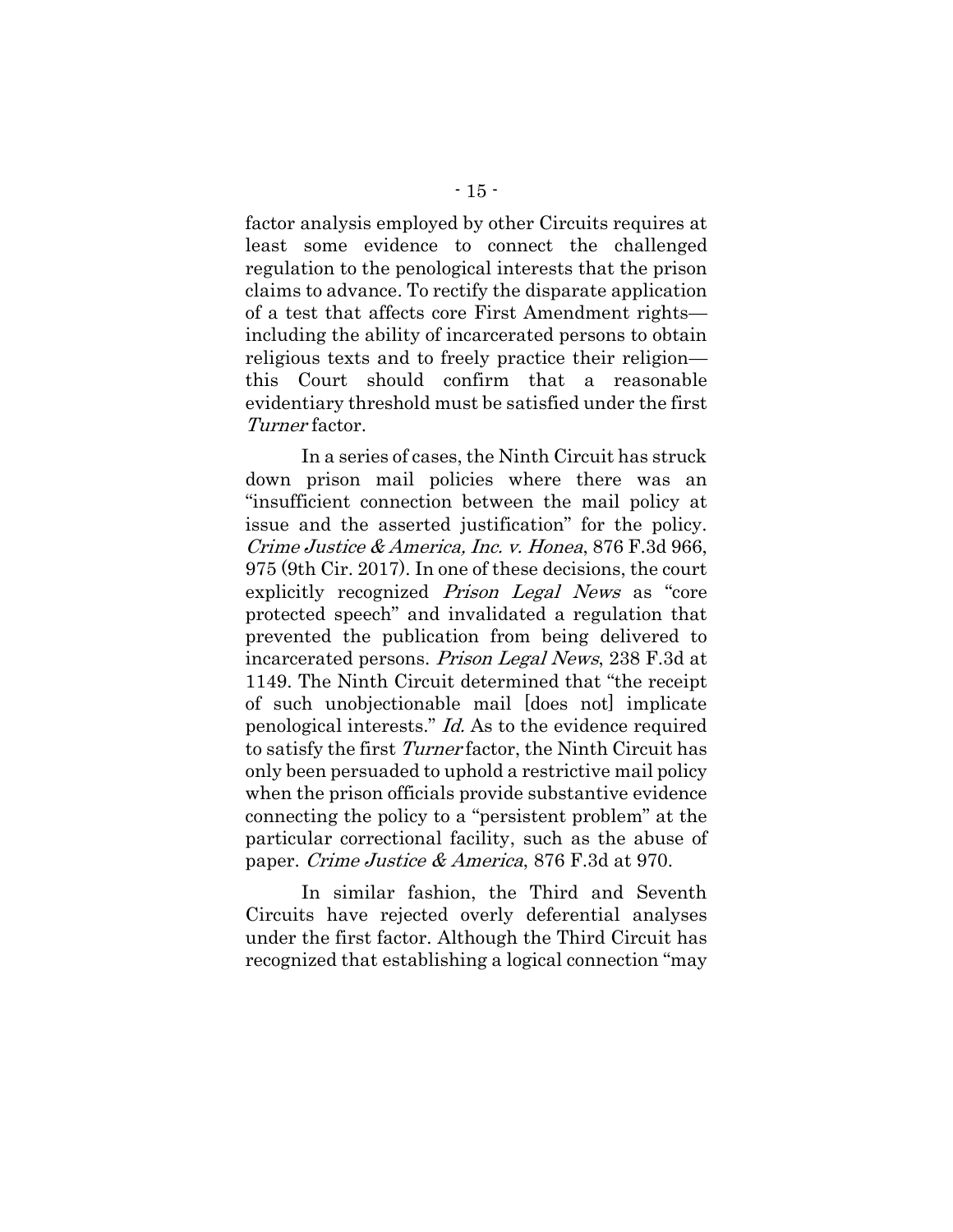factor analysis employed by other Circuits requires at least some evidence to connect the challenged regulation to the penological interests that the prison claims to advance. To rectify the disparate application of a test that affects core First Amendment rights—including the ability of incarcerated persons to obtain religious texts and to freely practice their religion—this Court should confirm that a reasonable evidentiary threshold must be satisfied under the first *Turner* factor.

In a series of cases, the Ninth Circuit has struck down prison mail policies where there was an "insufficient connection between the mail policy at issue and the asserted justification" for the policy. *Crime Justice & America, Inc. v. Honea*, 876 F.3d 966, 975 (9th Cir. 2017). In one of these decisions, the court explicitly recognized *Prison Legal News* as "core protected speech" and invalidated a regulation that prevented the publication from being delivered to incarcerated persons. *Prison Legal News*, 238 F.3d at 1149. The Ninth Circuit determined that "the receipt of such unobjectionable mail [does not] implicate penological interests." *Id.* As to the evidence required to satisfy the first *Turner* factor, the Ninth Circuit has only been persuaded to uphold a restrictive mail policy when the prison officials provide substantive evidence connecting the policy to a "persistent problem" at the particular correctional facility, such as the abuse of paper. *Crime Justice & America*, 876 F.3d at 970.

In similar fashion, the Third and Seventh Circuits have rejected overly deferential analyses under the first factor. Although the Third Circuit has recognized that establishing a logical connection "may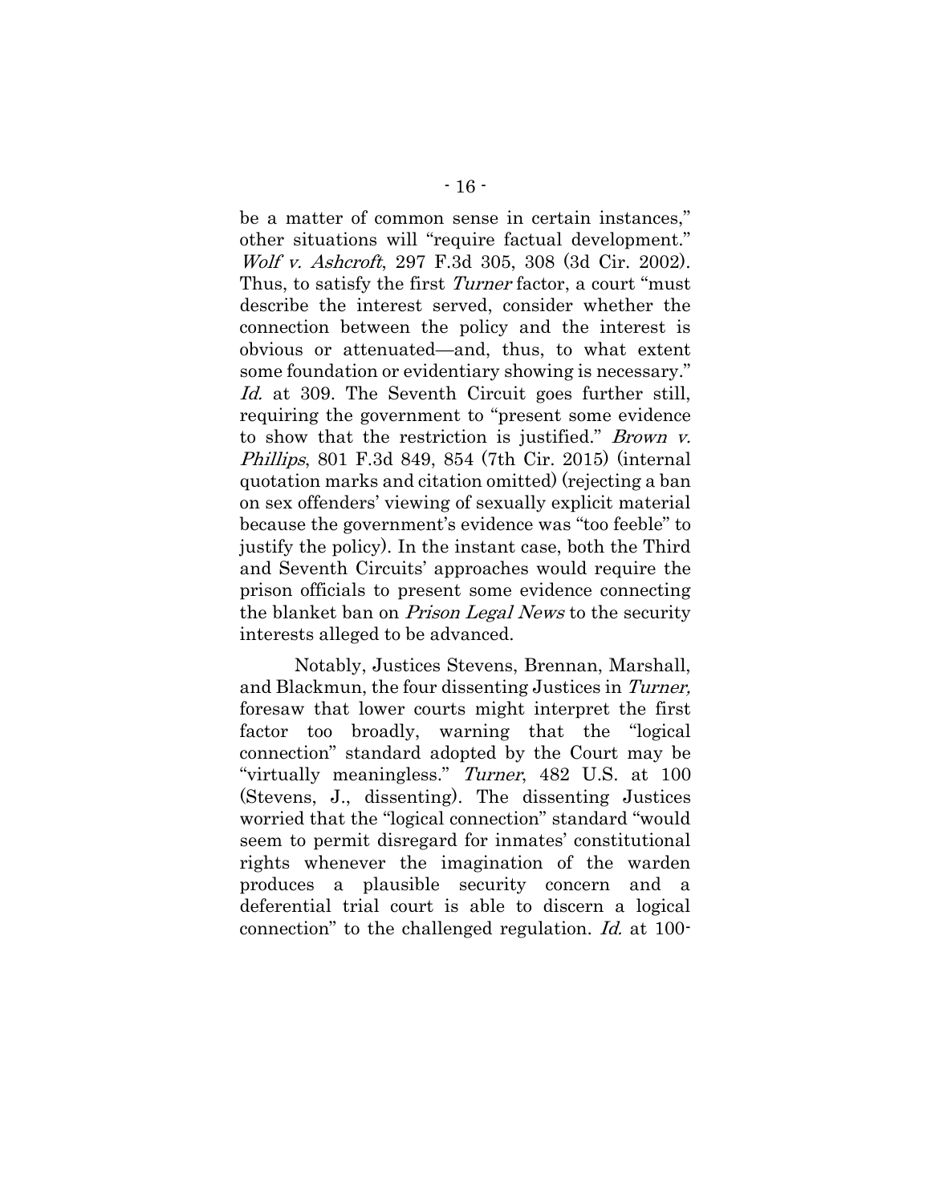be a matter of common sense in certain instances," other situations will "require factual development." *Wolf v. Ashcroft*, 297 F.3d 305, 308 (3d Cir. 2002). Thus, to satisfy the first *Turner* factor, a court "must describe the interest served, consider whether the connection between the policy and the interest is obvious or attenuated—and, thus, to what extent some foundation or evidentiary showing is necessary." *Id.* at 309. The Seventh Circuit goes further still, requiring the government to "present some evidence to show that the restriction is justified." *Brown v. Phillips*, 801 F.3d 849, 854 (7th Cir. 2015) (internal quotation marks and citation omitted) (rejecting a ban on sex offenders' viewing of sexually explicit material because the government's evidence was "too feeble" to justify the policy). In the instant case, both the Third and Seventh Circuits' approaches would require the prison officials to present some evidence connecting the blanket ban on *Prison Legal News* to the security interests alleged to be advanced.

Notably, Justices Stevens, Brennan, Marshall, and Blackmun, the four dissenting Justices in *Turner,* foresaw that lower courts might interpret the first factor too broadly, warning that the "logical connection" standard adopted by the Court may be "virtually meaningless." *Turner*, 482 U.S. at 100 (Stevens, J., dissenting). The dissenting Justices worried that the "logical connection" standard "would seem to permit disregard for inmates' constitutional rights whenever the imagination of the warden produces a plausible security concern and a deferential trial court is able to discern a logical connection" to the challenged regulation. *Id.* at 100-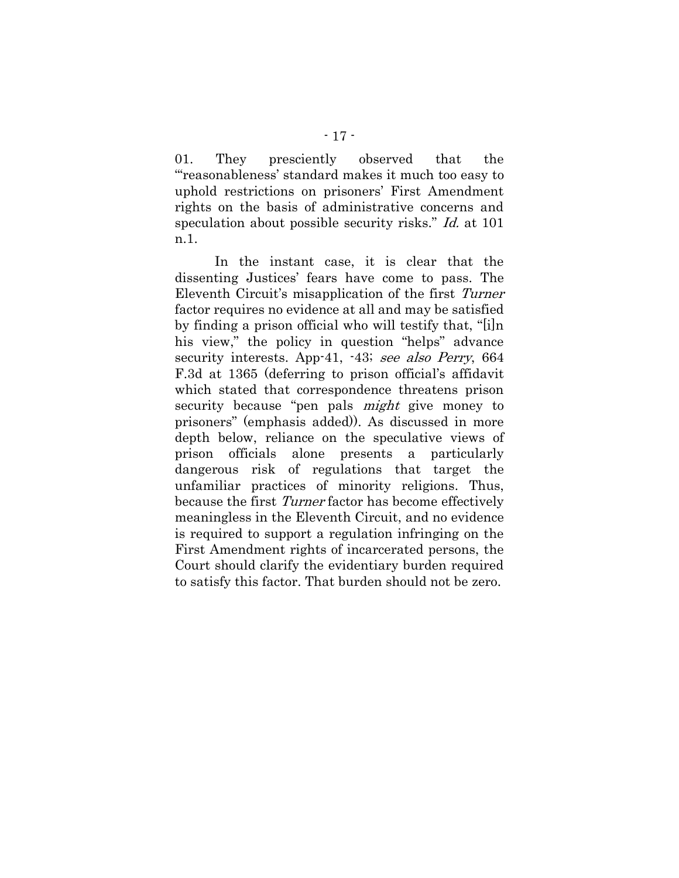01. They presciently observed that the "'reasonableness' standard makes it much too easy to uphold restrictions on prisoners' First Amendment rights on the basis of administrative concerns and speculation about possible security risks." *Id.* at 101 n.1.

In the instant case, it is clear that the dissenting Justices' fears have come to pass. The Eleventh Circuit's misapplication of the first *Turner* factor requires no evidence at all and may be satisfied by finding a prison official who will testify that, "[i]n his view," the policy in question "helps" advance security interests. App-41, -43; *see also Perry*, 664 F.3d at 1365 (deferring to prison official's affidavit which stated that correspondence threatens prison security because "pen pals *might* give money to prisoners" (emphasis added)). As discussed in more depth below, reliance on the speculative views of prison officials alone presents a particularly dangerous risk of regulations that target the unfamiliar practices of minority religions. Thus, because the first *Turner* factor has become effectively meaningless in the Eleventh Circuit, and no evidence is required to support a regulation infringing on the First Amendment rights of incarcerated persons, the Court should clarify the evidentiary burden required to satisfy this factor. That burden should not be zero.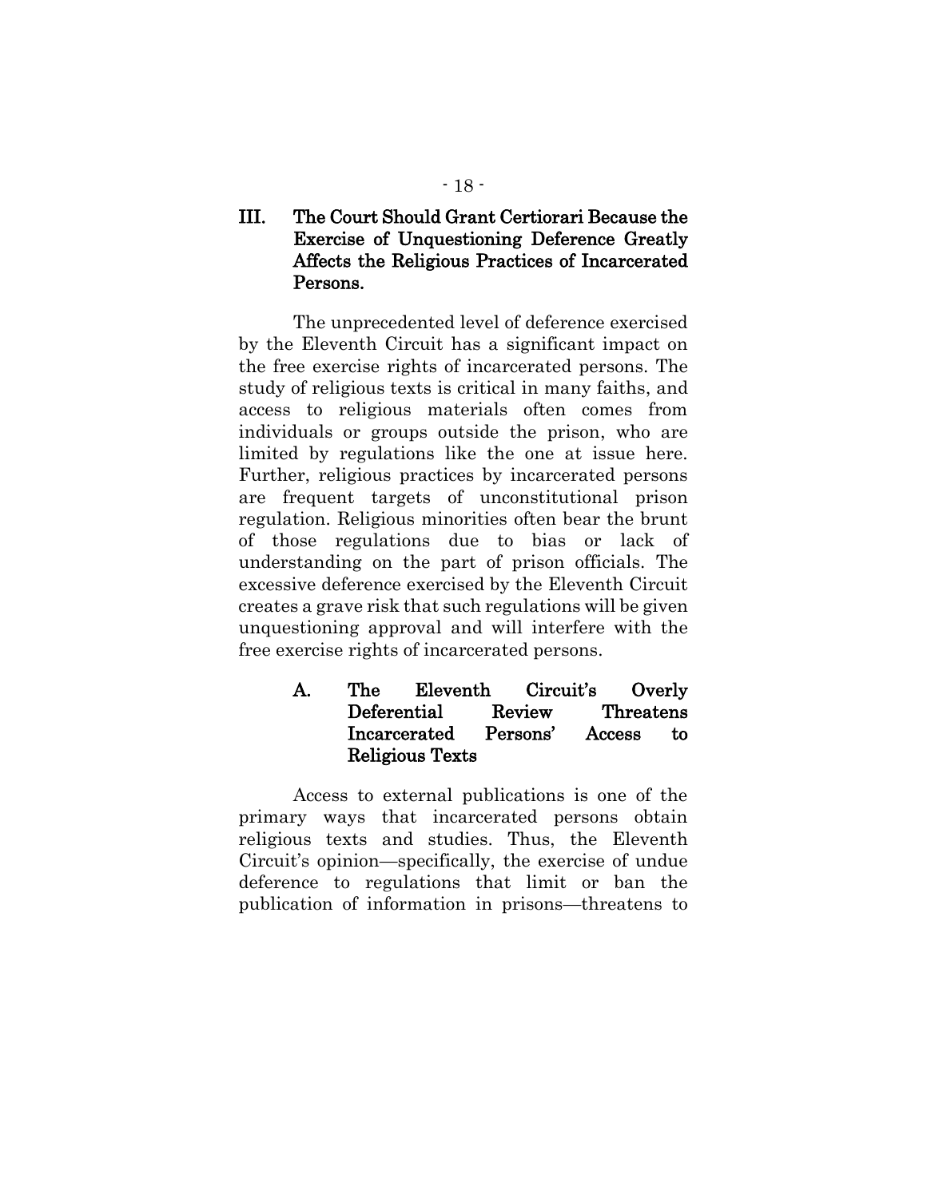## III. The Court Should Grant Certiorari Because the Exercise of Unquestioning Deference Greatly Affects the Religious Practices of Incarcerated Persons.

The unprecedented level of deference exercised by the Eleventh Circuit has a significant impact on the free exercise rights of incarcerated persons. The study of religious texts is critical in many faiths, and access to religious materials often comes from individuals or groups outside the prison, who are limited by regulations like the one at issue here. Further, religious practices by incarcerated persons are frequent targets of unconstitutional prison regulation. Religious minorities often bear the brunt of those regulations due to bias or lack of understanding on the part of prison officials. The excessive deference exercised by the Eleventh Circuit creates a grave risk that such regulations will be given unquestioning approval and will interfere with the free exercise rights of incarcerated persons.

### A. The Eleventh Circuit's Overly Deferential Review Threatens Incarcerated Persons' Access to Religious Texts

Access to external publications is one of the primary ways that incarcerated persons obtain religious texts and studies. Thus, the Eleventh Circuit's opinion—specifically, the exercise of undue deference to regulations that limit or ban the publication of information in prisons—threatens to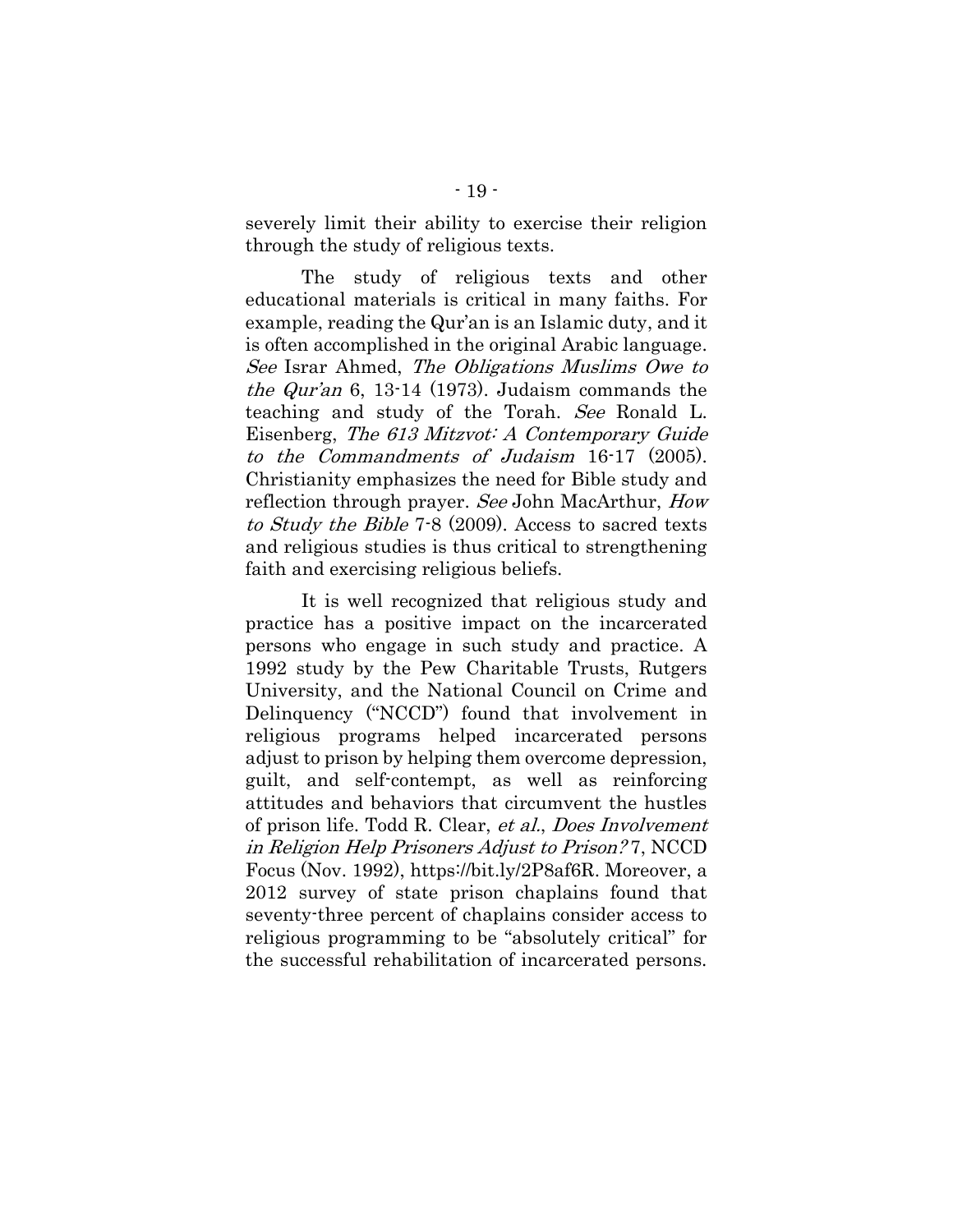severely limit their ability to exercise their religion through the study of religious texts.

The study of religious texts and other educational materials is critical in many faiths. For example, reading the Qur'an is an Islamic duty, and it is often accomplished in the original Arabic language. *See* Israr Ahmed, *The Obligations Muslims Owe to the Qur'an* 6, 13-14 (1973). Judaism commands the teaching and study of the Torah. *See* Ronald L. Eisenberg, *The 613 Mitzvot: A Contemporary Guide to the Commandments of Judaism* 16-17 (2005). Christianity emphasizes the need for Bible study and reflection through prayer. *See* John MacArthur, *How to Study the Bible* 7-8 (2009). Access to sacred texts and religious studies is thus critical to strengthening faith and exercising religious beliefs.

It is well recognized that religious study and practice has a positive impact on the incarcerated persons who engage in such study and practice. A 1992 study by the Pew Charitable Trusts, Rutgers University, and the National Council on Crime and Delinquency ("NCCD") found that involvement in religious programs helped incarcerated persons adjust to prison by helping them overcome depression, guilt, and self-contempt, as well as reinforcing attitudes and behaviors that circumvent the hustles of prison life. Todd R. Clear, *et al.*, *Does Involvement in Religion Help Prisoners Adjust to Prison?* 7, NCCD Focus (Nov. 1992), https://bit.ly/2P8af6R. Moreover, a 2012 survey of state prison chaplains found that seventy-three percent of chaplains consider access to religious programming to be "absolutely critical" for the successful rehabilitation of incarcerated persons.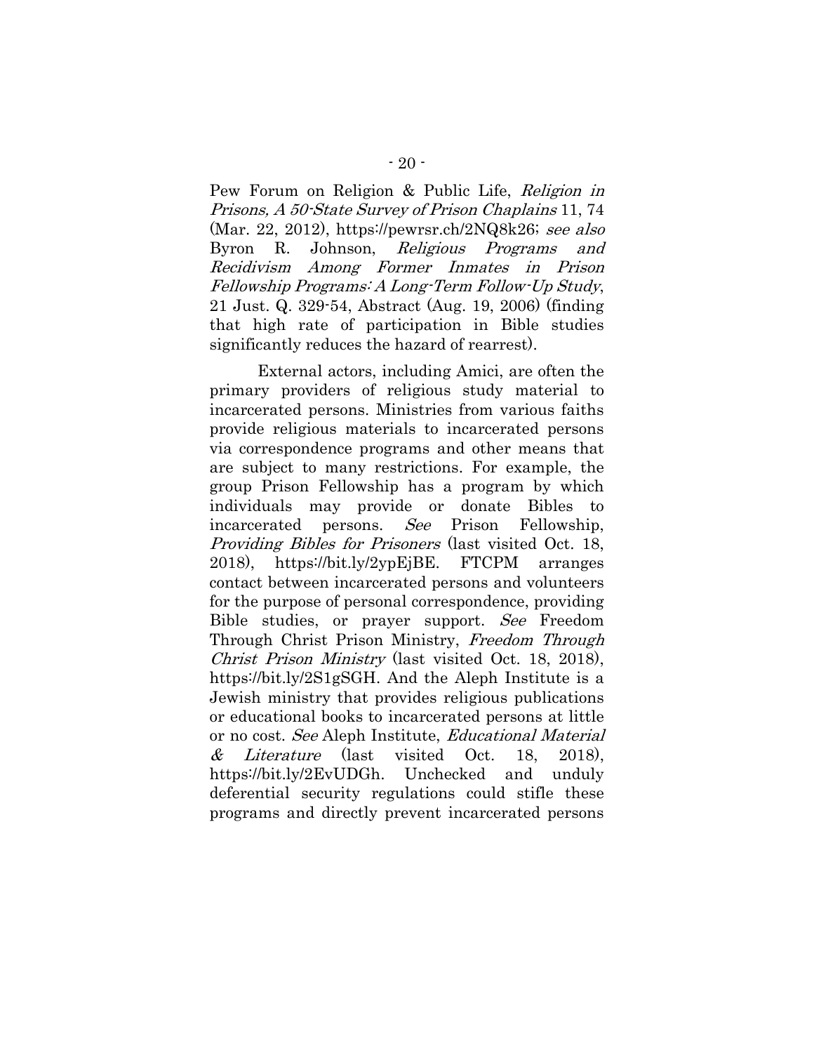Pew Forum on Religion & Public Life, *Religion in Prisons, A 50-State Survey of Prison Chaplains* 11, 74 (Mar. 22, 2012), https://pewrsr.ch/2NQ8k26; *see also* Byron R. Johnson, *Religious Programs and Recidivism Among Former Inmates in Prison Fellowship Programs: A Long-Term Follow-Up Study*, 21 Just. Q. 329-54, Abstract (Aug. 19, 2006) (finding that high rate of participation in Bible studies significantly reduces the hazard of rearrest).

External actors, including Amici, are often the primary providers of religious study material to incarcerated persons. Ministries from various faiths provide religious materials to incarcerated persons via correspondence programs and other means that are subject to many restrictions. For example, the group Prison Fellowship has a program by which individuals may provide or donate Bibles to incarcerated persons. *See* Prison Fellowship, *Providing Bibles for Prisoners* (last visited Oct. 18, 2018), https://bit.ly/2ypEjBE. FTCPM arranges contact between incarcerated persons and volunteers for the purpose of personal correspondence, providing Bible studies, or prayer support. *See* Freedom Through Christ Prison Ministry, *Freedom Through Christ Prison Ministry* (last visited Oct. 18, 2018), https://bit.ly/2S1gSGH. And the Aleph Institute is a Jewish ministry that provides religious publications or educational books to incarcerated persons at little or no cost. *See* Aleph Institute, *Educational Material & Literature* (last visited Oct. 18, 2018), https://bit.ly/2EvUDGh. Unchecked and unduly deferential security regulations could stifle these programs and directly prevent incarcerated persons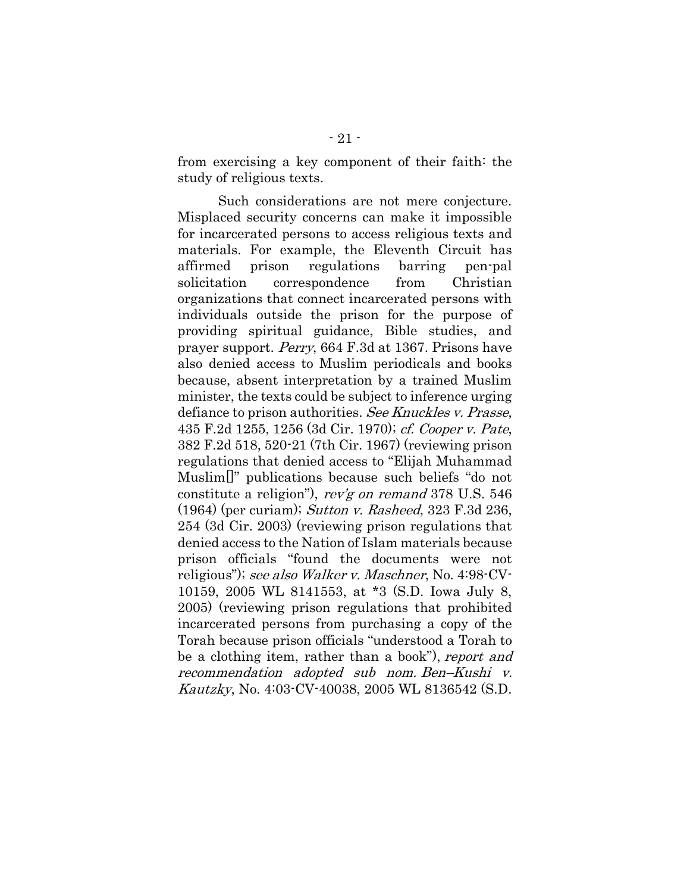from exercising a key component of their faith: the study of religious texts.

Such considerations are not mere conjecture. Misplaced security concerns can make it impossible for incarcerated persons to access religious texts and materials. For example, the Eleventh Circuit has affirmed prison regulations barring pen-pal solicitation correspondence from Christian organizations that connect incarcerated persons with individuals outside the prison for the purpose of providing spiritual guidance, Bible studies, and prayer support. *Perry*, 664 F.3d at 1367. Prisons have also denied access to Muslim periodicals and books because, absent interpretation by a trained Muslim minister, the texts could be subject to inference urging defiance to prison authorities. *See Knuckles v. Prasse*, 435 F.2d 1255, 1256 (3d Cir. 1970); *cf. Cooper v. Pate*, 382 F.2d 518, 520-21 (7th Cir. 1967) (reviewing prison regulations that denied access to "Elijah Muhammad Muslim[]" publications because such beliefs "do not constitute a religion"), *rev'g on remand* 378 U.S. 546 (1964) (per curiam); *Sutton v. Rasheed*, 323 F.3d 236, 254 (3d Cir. 2003) (reviewing prison regulations that denied access to the Nation of Islam materials because prison officials "found the documents were not religious"); *see also Walker v. Maschner*, No. 4:98-CV-10159, 2005 WL 8141553, at *3 (S.D. Iowa July 8, 2005) (reviewing prison regulations that prohibited incarcerated persons from purchasing a copy of the Torah because prison officials "understood a Torah to be a clothing item, rather than a book"), *report and recommendation adopted sub nom. Ben–Kushi v. Kautzky*, No. 4:03-CV-40038, 2005 WL 8136542 (S.D.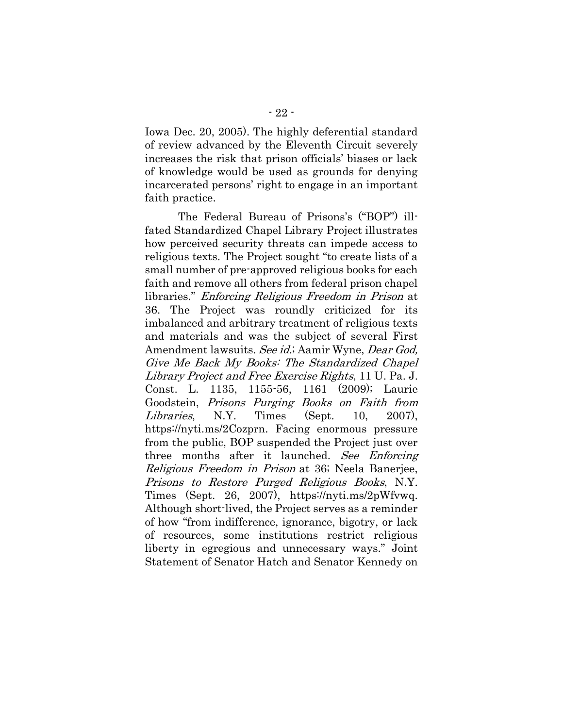Iowa Dec. 20, 2005). The highly deferential standard of review advanced by the Eleventh Circuit severely increases the risk that prison officials' biases or lack of knowledge would be used as grounds for denying incarcerated persons' right to engage in an important faith practice.

The Federal Bureau of Prisons's ("BOP") ill-fated Standardized Chapel Library Project illustrates how perceived security threats can impede access to religious texts. The Project sought "to create lists of a small number of pre-approved religious books for each faith and remove all others from federal prison chapel libraries." *Enforcing Religious Freedom in Prison* at 36. The Project was roundly criticized for its imbalanced and arbitrary treatment of religious texts and materials and was the subject of several First Amendment lawsuits. *See id.*; Aamir Wyne, *Dear God, Give Me Back My Books: The Standardized Chapel Library Project and Free Exercise Rights*, 11 U. Pa. J. Const. L. 1135, 1155-56, 1161 (2009); Laurie Goodstein, *Prisons Purging Books on Faith from Libraries*, N.Y. Times (Sept. 10, 2007), https://nyti.ms/2Cozprn. Facing enormous pressure from the public, BOP suspended the Project just over three months after it launched. *See Enforcing Religious Freedom in Prison* at 36; Neela Banerjee, *Prisons to Restore Purged Religious Books*, N.Y. Times (Sept. 26, 2007), https://nyti.ms/2pWfvwq. Although short-lived, the Project serves as a reminder of how "from indifference, ignorance, bigotry, or lack of resources, some institutions restrict religious liberty in egregious and unnecessary ways." Joint Statement of Senator Hatch and Senator Kennedy on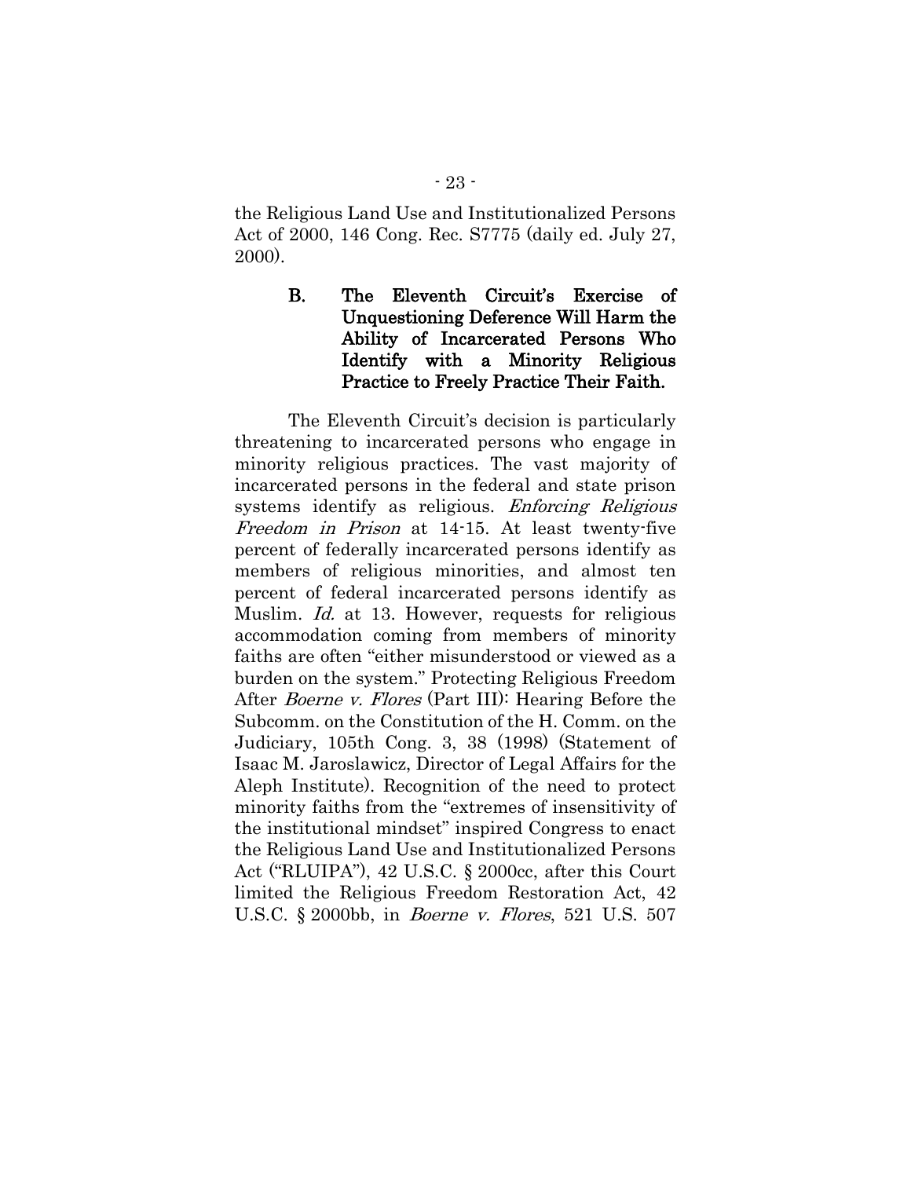the Religious Land Use and Institutionalized Persons Act of 2000, 146 Cong. Rec. S7775 (daily ed. July 27, 2000).

### B. The Eleventh Circuit's Exercise of Unquestioning Deference Will Harm the Ability of Incarcerated Persons Who Identify with a Minority Religious Practice to Freely Practice Their Faith.

The Eleventh Circuit's decision is particularly threatening to incarcerated persons who engage in minority religious practices. The vast majority of incarcerated persons in the federal and state prison systems identify as religious. *Enforcing Religious Freedom in Prison* at 14-15. At least twenty-five percent of federally incarcerated persons identify as members of religious minorities, and almost ten percent of federal incarcerated persons identify as Muslim. *Id.* at 13. However, requests for religious accommodation coming from members of minority faiths are often "either misunderstood or viewed as a burden on the system." Protecting Religious Freedom After *Boerne v. Flores* (Part III): Hearing Before the Subcomm. on the Constitution of the H. Comm. on the Judiciary, 105th Cong. 3, 38 (1998) (Statement of Isaac M. Jaroslawicz, Director of Legal Affairs for the Aleph Institute). Recognition of the need to protect minority faiths from the "extremes of insensitivity of the institutional mindset" inspired Congress to enact the Religious Land Use and Institutionalized Persons Act ("RLUIPA"), 42 U.S.C. § 2000cc, after this Court limited the Religious Freedom Restoration Act, 42 U.S.C. § 2000bb, in *Boerne v. Flores*, 521 U.S. 507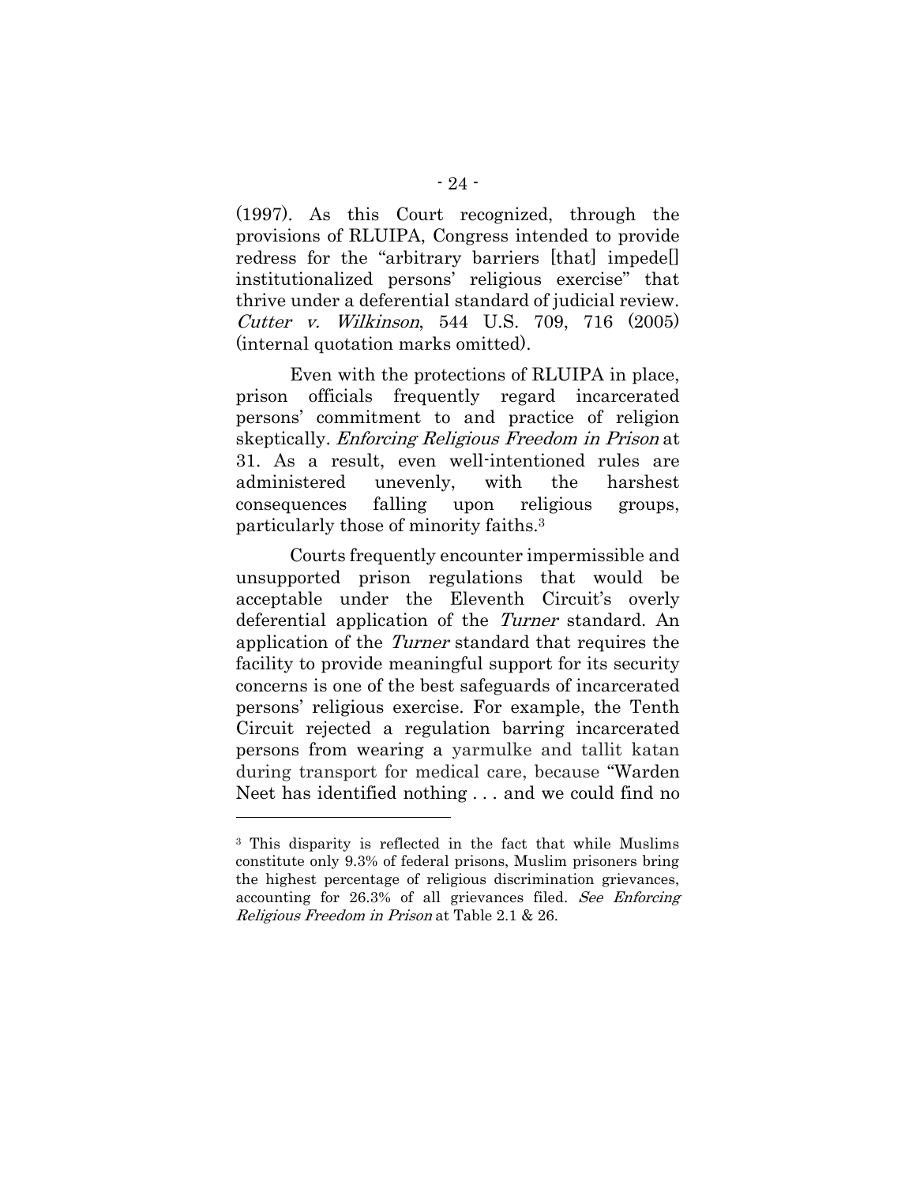(1997). As this Court recognized, through the provisions of RLUIPA, Congress intended to provide redress for the "arbitrary barriers [that] impede[] institutionalized persons' religious exercise" that thrive under a deferential standard of judicial review. *Cutter v. Wilkinson*, 544 U.S. 709, 716 (2005) (internal quotation marks omitted).

Even with the protections of RLUIPA in place, prison officials frequently regard incarcerated persons' commitment to and practice of religion skeptically. *Enforcing Religious Freedom in Prison* at 31. As a result, even well-intentioned rules are administered unevenly, with the harshest consequences falling upon religious groups, particularly those of minority faiths.[3]

Courts frequently encounter impermissible and unsupported prison regulations that would be acceptable under the Eleventh Circuit's overly deferential application of the *Turner* standard. An application of the *Turner* standard that requires the facility to provide meaningful support for its security concerns is one of the best safeguards of incarcerated persons' religious exercise. For example, the Tenth Circuit rejected a regulation barring incarcerated persons from wearing a yarmulke and tallit katan during transport for medical care, because "Warden Neet has identified nothing . . . and we could find no

---

[3] This disparity is reflected in the fact that while Muslims constitute only 9.3% of federal prisons, Muslim prisoners bring the highest percentage of religious discrimination grievances, accounting for 26.3% of all grievances filed. *See Enforcing Religious Freedom in Prison* at Table 2.1 & 26.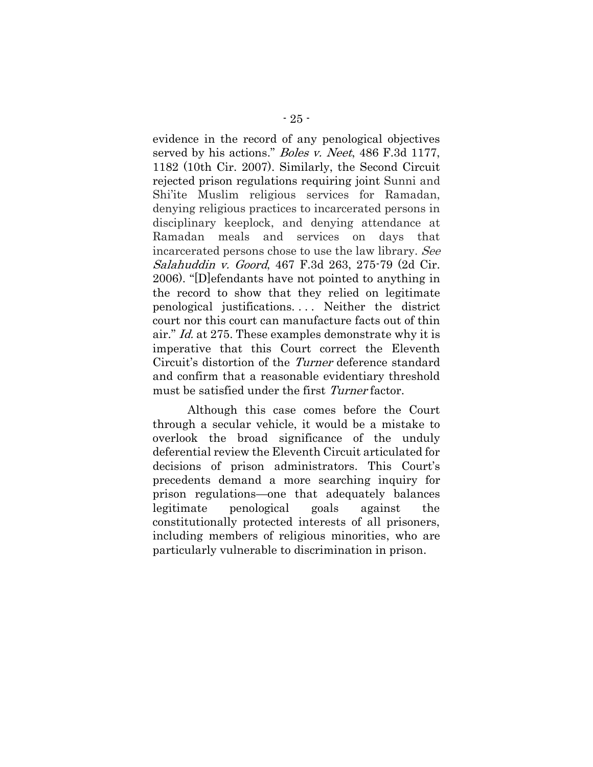evidence in the record of any penological objectives served by his actions." *Boles v. Neet*, 486 F.3d 1177, 1182 (10th Cir. 2007). Similarly, the Second Circuit rejected prison regulations requiring joint Sunni and Shi'ite Muslim religious services for Ramadan, denying religious practices to incarcerated persons in disciplinary keeplock, and denying attendance at Ramadan meals and services on days that incarcerated persons chose to use the law library. *See Salahuddin v. Goord*, 467 F.3d 263, 275-79 (2d Cir. 2006). "[D]efendants have not pointed to anything in the record to show that they relied on legitimate penological justifications. . . . Neither the district court nor this court can manufacture facts out of thin air." *Id.* at 275. These examples demonstrate why it is imperative that this Court correct the Eleventh Circuit's distortion of the *Turner* deference standard and confirm that a reasonable evidentiary threshold must be satisfied under the first *Turner* factor.

Although this case comes before the Court through a secular vehicle, it would be a mistake to overlook the broad significance of the unduly deferential review the Eleventh Circuit articulated for decisions of prison administrators. This Court's precedents demand a more searching inquiry for prison regulations—one that adequately balances legitimate penological goals against the constitutionally protected interests of all prisoners, including members of religious minorities, who are particularly vulnerable to discrimination in prison.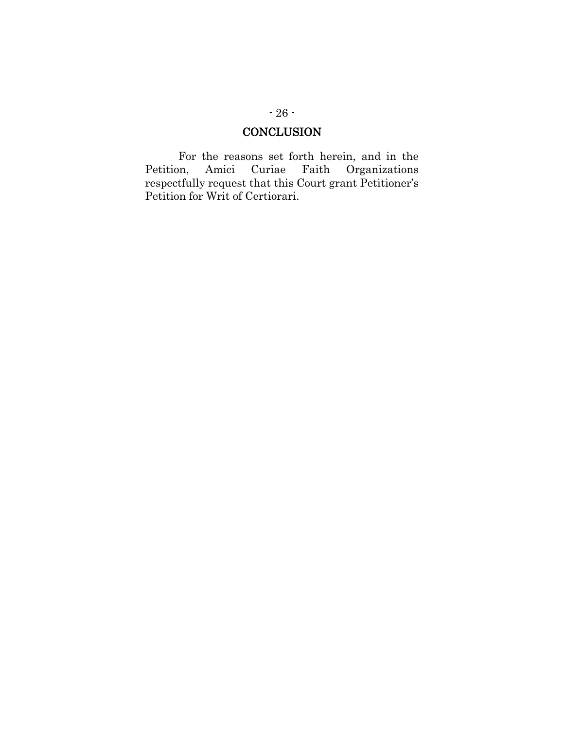## CONCLUSION

For the reasons set forth herein, and in the Petition, Amici Curiae Faith Organizations respectfully request that this Court grant Petitioner's Petition for Writ of Certiorari.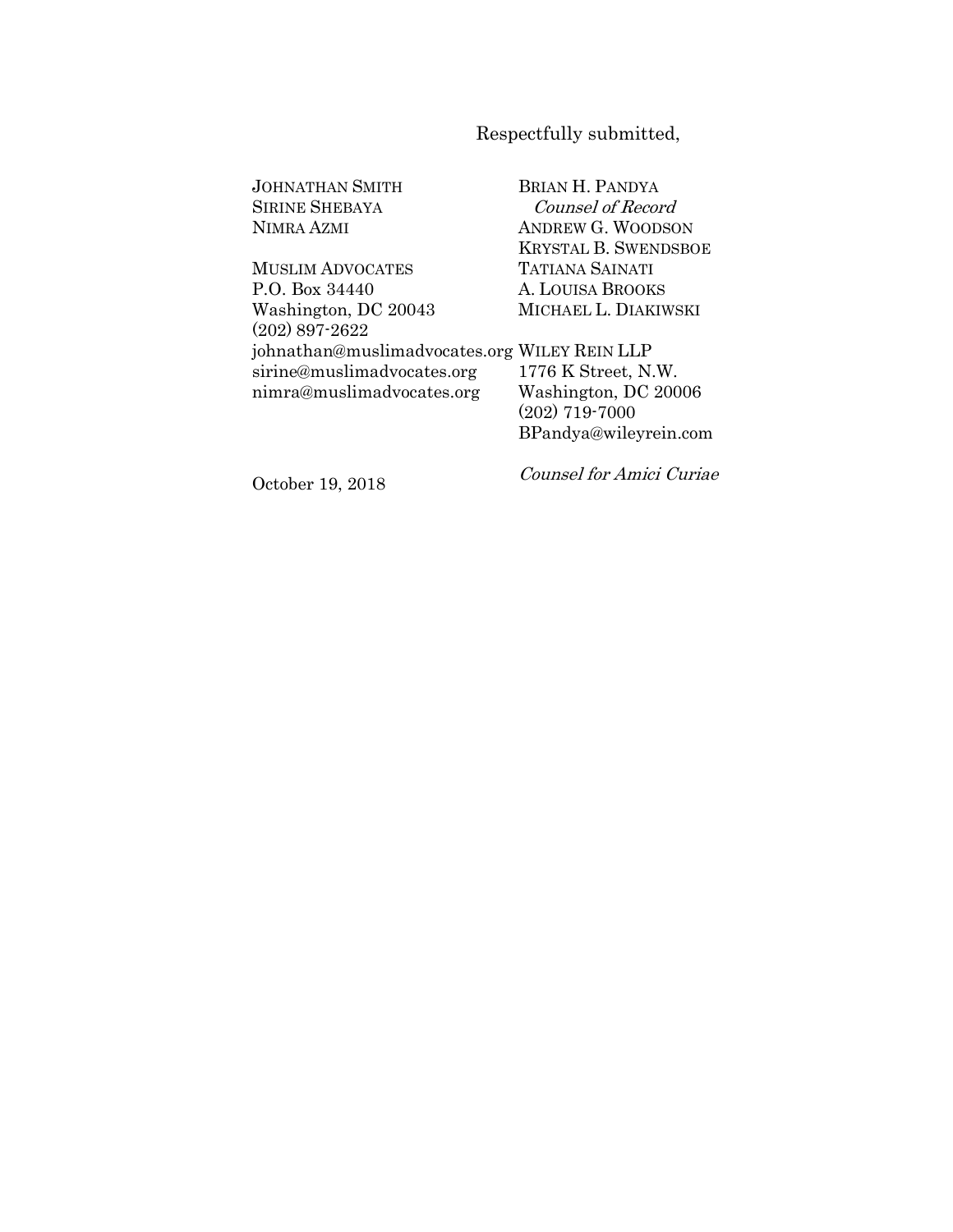Respectfully submitted,

JOHNATHAN SMITH
SIRINE SHEBAYA
NIMRA AZMI

MUSLIM ADVOCATES
P.O. Box 34440
Washington, DC 20043
(202) 897-2622
johnathan@muslimadvocates.org
sirine@muslimadvocates.org
nimra@muslimadvocates.org

BRIAN H. PANDYA
*Counsel of Record*
ANDREW G. WOODSON
KRYSTAL B. SWENDSBOE
TATIANA SAINATI
A. LOUISA BROOKS
MICHAEL L. DIAKIWSKI

WILEY REIN LLP
1776 K Street, N.W.
Washington, DC 20006
(202) 719-7000
BPandya@wileyrein.com

*Counsel for Amici Curiae*

October 19, 2018